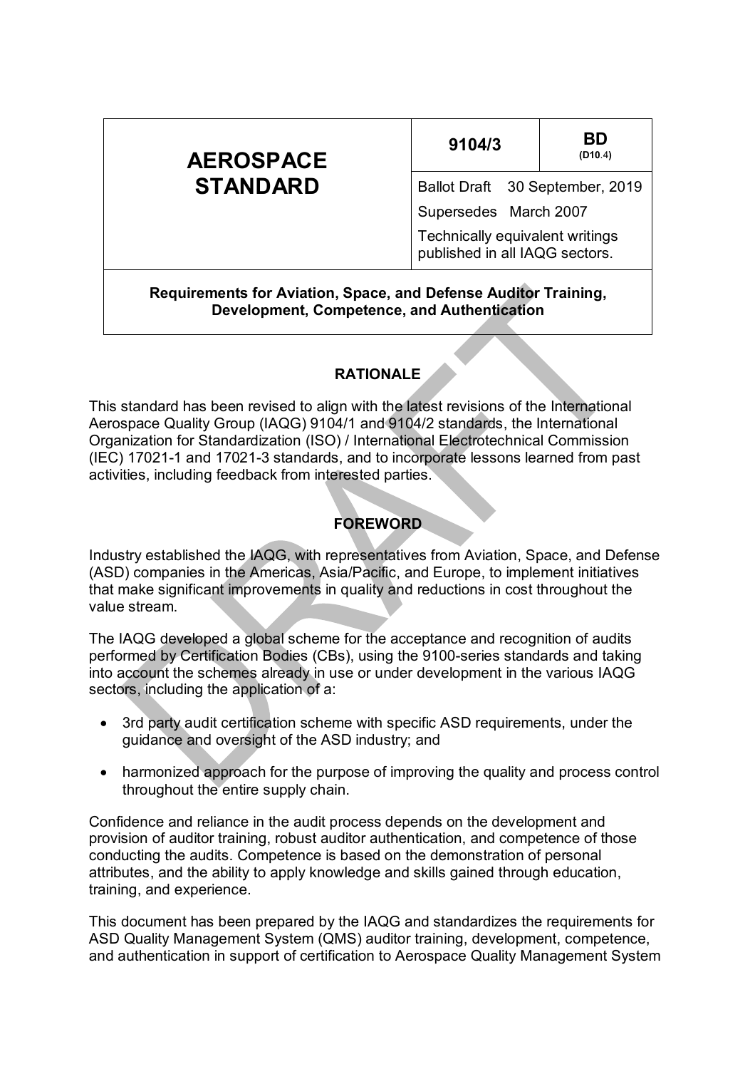| AEROSPACE STANDARD | 9104/3 | BD (D10.4) |
| --- | --- | --- |
| | Ballot Draft 30 September, 2019 | |
| | Supersedes March 2007 | |
| | Technically equivalent writings published in all IAQG sectors. | |

**Requirements for Aviation, Space, and Defense Auditor Training, Development, Competence, and Authentication**

## RATIONALE

This standard has been revised to align with the latest revisions of the International Aerospace Quality Group (IAQG) 9104/1 and 9104/2 standards, the International Organization for Standardization (ISO) / International Electrotechnical Commission (IEC) 17021-1 and 17021-3 standards, and to incorporate lessons learned from past activities, including feedback from interested parties.

## FOREWORD

Industry established the IAQG, with representatives from Aviation, Space, and Defense (ASD) companies in the Americas, Asia/Pacific, and Europe, to implement initiatives that make significant improvements in quality and reductions in cost throughout the value stream.

The IAQG developed a global scheme for the acceptance and recognition of audits performed by Certification Bodies (CBs), using the 9100-series standards and taking into account the schemes already in use or under development in the various IAQG sectors, including the application of a:

- 3rd party audit certification scheme with specific ASD requirements, under the guidance and oversight of the ASD industry; and
- harmonized approach for the purpose of improving the quality and process control throughout the entire supply chain.

Confidence and reliance in the audit process depends on the development and provision of auditor training, robust auditor authentication, and competence of those conducting the audits. Competence is based on the demonstration of personal attributes, and the ability to apply knowledge and skills gained through education, training, and experience.

This document has been prepared by the IAQG and standardizes the requirements for ASD Quality Management System (QMS) auditor training, development, competence, and authentication in support of certification to Aerospace Quality Management System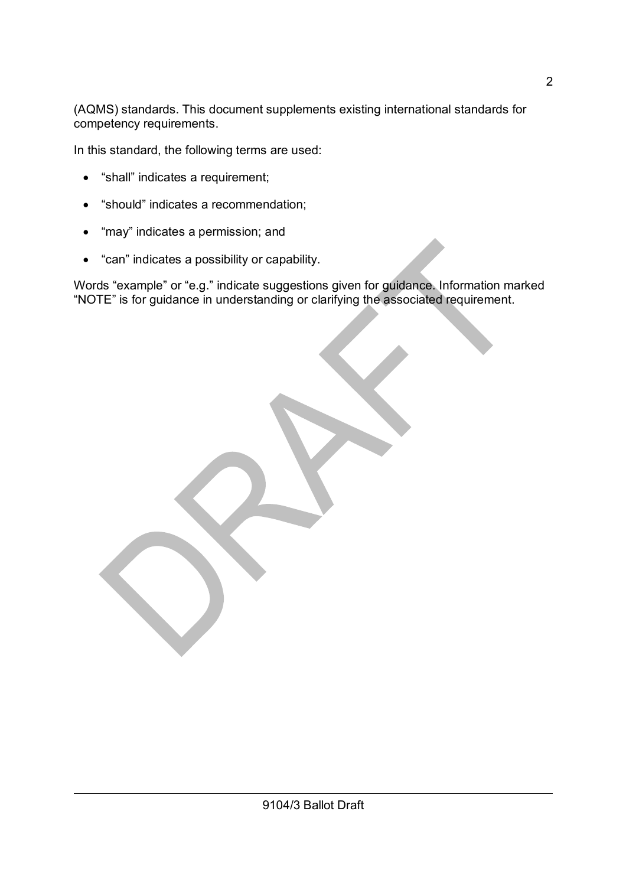(AQMS) standards. This document supplements existing international standards for competency requirements.

In this standard, the following terms are used:

- “shall” indicates a requirement;
- “should” indicates a recommendation;
- “may” indicates a permission; and
- “can” indicates a possibility or capability.

Words “example” or “e.g.” indicate suggestions given for guidance. Information marked “NOTE” is for guidance in understanding or clarifying the associated requirement.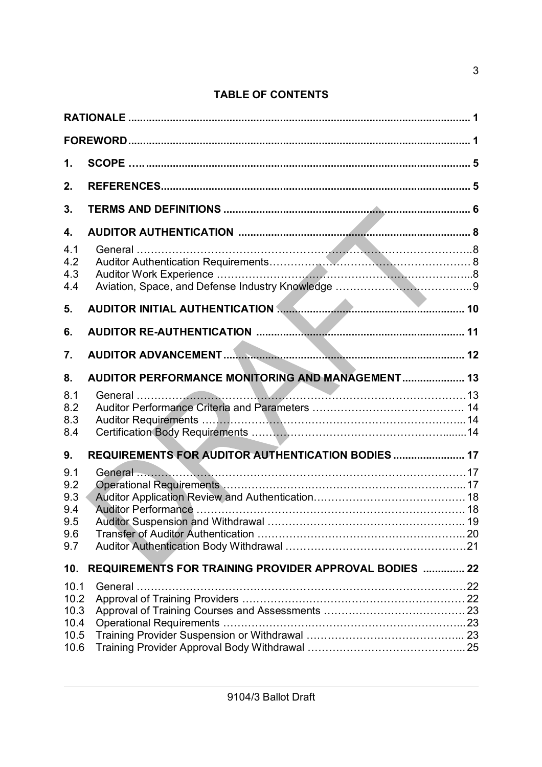## TABLE OF CONTENTS

| | | |
|---|---|---|
| **RATIONALE** | | **1** |
| **FOREWORD** | | **1** |
| **1.** | **SCOPE** | **5** |
| **2.** | **REFERENCES** | **5** |
| **3.** | **TERMS AND DEFINITIONS** | **6** |
| **4.** | **AUDITOR AUTHENTICATION** | **8** |
| 4.1 | General | 8 |
| 4.2 | Auditor Authentication Requirements | 8 |
| 4.3 | Auditor Work Experience | 8 |
| 4.4 | Aviation, Space, and Defense Industry Knowledge | 9 |
| **5.** | **AUDITOR INITIAL AUTHENTICATION** | **10** |
| **6.** | **AUDITOR RE-AUTHENTICATION** | **11** |
| **7.** | **AUDITOR ADVANCEMENT** | **12** |
| **8.** | **AUDITOR PERFORMANCE MONITORING AND MANAGEMENT** | **13** |
| 8.1 | General | 13 |
| 8.2 | Auditor Performance Criteria and Parameters | 14 |
| 8.3 | Auditor Requirements | 14 |
| 8.4 | Certification Body Requirements | 14 |
| **9.** | **REQUIREMENTS FOR AUDITOR AUTHENTICATION BODIES** | **17** |
| 9.1 | General | 17 |
| 9.2 | Operational Requirements | 17 |
| 9.3 | Auditor Application Review and Authentication | 18 |
| 9.4 | Auditor Performance | 18 |
| 9.5 | Auditor Suspension and Withdrawal | 19 |
| 9.6 | Transfer of Auditor Authentication | 20 |
| 9.7 | Auditor Authentication Body Withdrawal | 21 |
| **10.** | **REQUIREMENTS FOR TRAINING PROVIDER APPROVAL BODIES** | **22** |
| 10.1 | General | 22 |
| 10.2 | Approval of Training Providers | 22 |
| 10.3 | Approval of Training Courses and Assessments | 23 |
| 10.4 | Operational Requirements | 23 |
| 10.5 | Training Provider Suspension or Withdrawal | 23 |
| 10.6 | Training Provider Approval Body Withdrawal | 25 |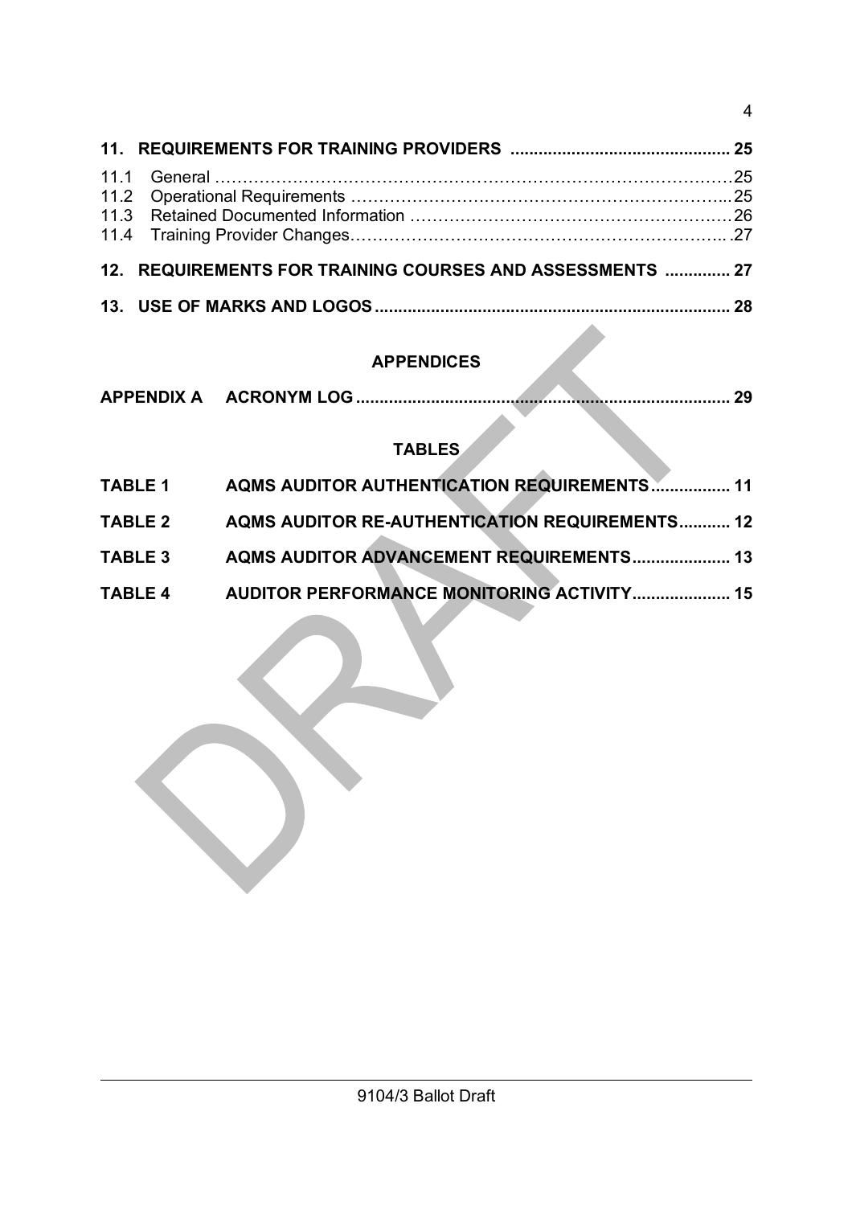**11. REQUIREMENTS FOR TRAINING PROVIDERS ............................................... 25**

11.1 General ……………………………………………………………………………………25
11.2 Operational Requirements ……………………………………………………………...25
11.3 Retained Documented Information ……………………………………………………26
11.4 Training Provider Changes……………………………………………………………..27

**12. REQUIREMENTS FOR TRAINING COURSES AND ASSESSMENTS .............. 27**

**13. USE OF MARKS AND LOGOS ........................................................................... 28**

**APPENDICES**

**APPENDIX A ACRONYM LOG ............................................................................... 29**

**TABLES**

**TABLE 1 AQMS AUDITOR AUTHENTICATION REQUIREMENTS ................. 11**

**TABLE 2 AQMS AUDITOR RE-AUTHENTICATION REQUIREMENTS ........... 12**

**TABLE 3 AQMS AUDITOR ADVANCEMENT REQUIREMENTS ..................... 13**

**TABLE 4 AUDITOR PERFORMANCE MONITORING ACTIVITY ..................... 15**

DRAFT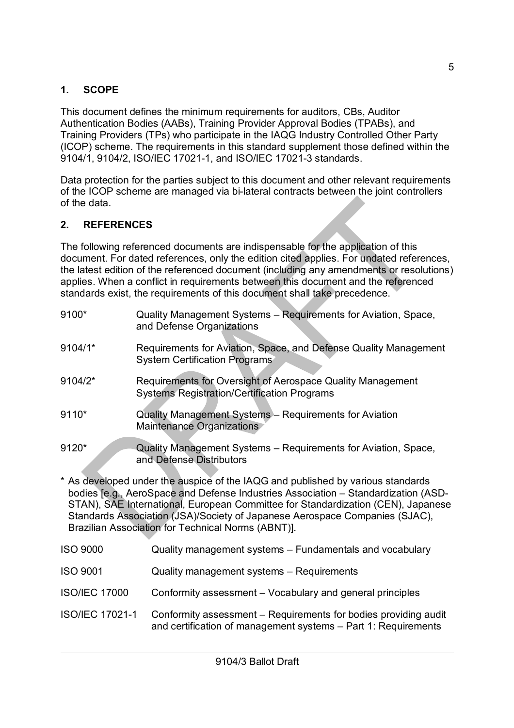## 1. SCOPE

This document defines the minimum requirements for auditors, CBs, Auditor Authentication Bodies (AABs), Training Provider Approval Bodies (TPABs), and Training Providers (TPs) who participate in the IAQG Industry Controlled Other Party (ICOP) scheme. The requirements in this standard supplement those defined within the 9104/1, 9104/2, ISO/IEC 17021-1, and ISO/IEC 17021-3 standards.

Data protection for the parties subject to this document and other relevant requirements of the ICOP scheme are managed via bi-lateral contracts between the joint controllers of the data.

## 2. REFERENCES

The following referenced documents are indispensable for the application of this document. For dated references, only the edition cited applies. For undated references, the latest edition of the referenced document (including any amendments or resolutions) applies. When a conflict in requirements between this document and the referenced standards exist, the requirements of this document shall take precedence.

| | |
|---|---|
| 9100* | Quality Management Systems – Requirements for Aviation, Space, and Defense Organizations |
| 9104/1* | Requirements for Aviation, Space, and Defense Quality Management System Certification Programs |
| 9104/2* | Requirements for Oversight of Aerospace Quality Management Systems Registration/Certification Programs |
| 9110* | Quality Management Systems – Requirements for Aviation Maintenance Organizations |
| 9120* | Quality Management Systems – Requirements for Aviation, Space, and Defense Distributors |

* As developed under the auspice of the IAQG and published by various standards bodies [e.g., AeroSpace and Defense Industries Association – Standardization (ASD-STAN), SAE International, European Committee for Standardization (CEN), Japanese Standards Association (JSA)/Society of Japanese Aerospace Companies (SJAC), Brazilian Association for Technical Norms (ABNT)].

| | |
|---|---|
| ISO 9000 | Quality management systems – Fundamentals and vocabulary |
| ISO 9001 | Quality management systems – Requirements |
| ISO/IEC 17000 | Conformity assessment – Vocabulary and general principles |
| ISO/IEC 17021-1 | Conformity assessment – Requirements for bodies providing audit and certification of management systems – Part 1: Requirements |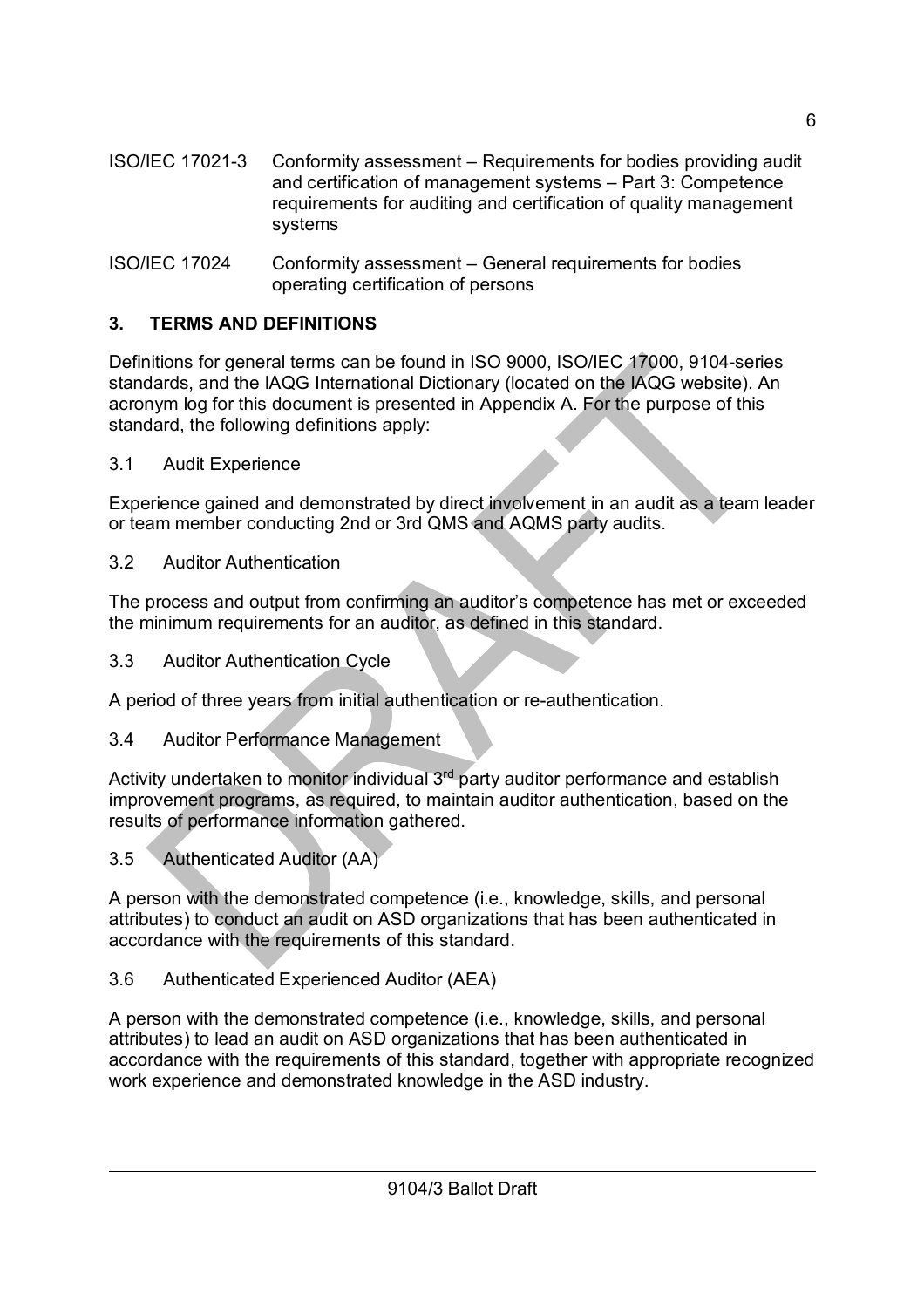ISO/IEC 17021-3 Conformity assessment – Requirements for bodies providing audit and certification of management systems – Part 3: Competence requirements for auditing and certification of quality management systems

ISO/IEC 17024 Conformity assessment – General requirements for bodies operating certification of persons

## 3. TERMS AND DEFINITIONS

Definitions for general terms can be found in ISO 9000, ISO/IEC 17000, 9104-series standards, and the IAQG International Dictionary (located on the IAQG website). An acronym log for this document is presented in Appendix A. For the purpose of this standard, the following definitions apply:

### 3.1 Audit Experience

Experience gained and demonstrated by direct involvement in an audit as a team leader or team member conducting 2nd or 3rd QMS and AQMS party audits.

### 3.2 Auditor Authentication

The process and output from confirming an auditor's competence has met or exceeded the minimum requirements for an auditor, as defined in this standard.

### 3.3 Auditor Authentication Cycle

A period of three years from initial authentication or re-authentication.

### 3.4 Auditor Performance Management

Activity undertaken to monitor individual 3rd party auditor performance and establish improvement programs, as required, to maintain auditor authentication, based on the results of performance information gathered.

### 3.5 Authenticated Auditor (AA)

A person with the demonstrated competence (i.e., knowledge, skills, and personal attributes) to conduct an audit on ASD organizations that has been authenticated in accordance with the requirements of this standard.

### 3.6 Authenticated Experienced Auditor (AEA)

A person with the demonstrated competence (i.e., knowledge, skills, and personal attributes) to lead an audit on ASD organizations that has been authenticated in accordance with the requirements of this standard, together with appropriate recognized work experience and demonstrated knowledge in the ASD industry.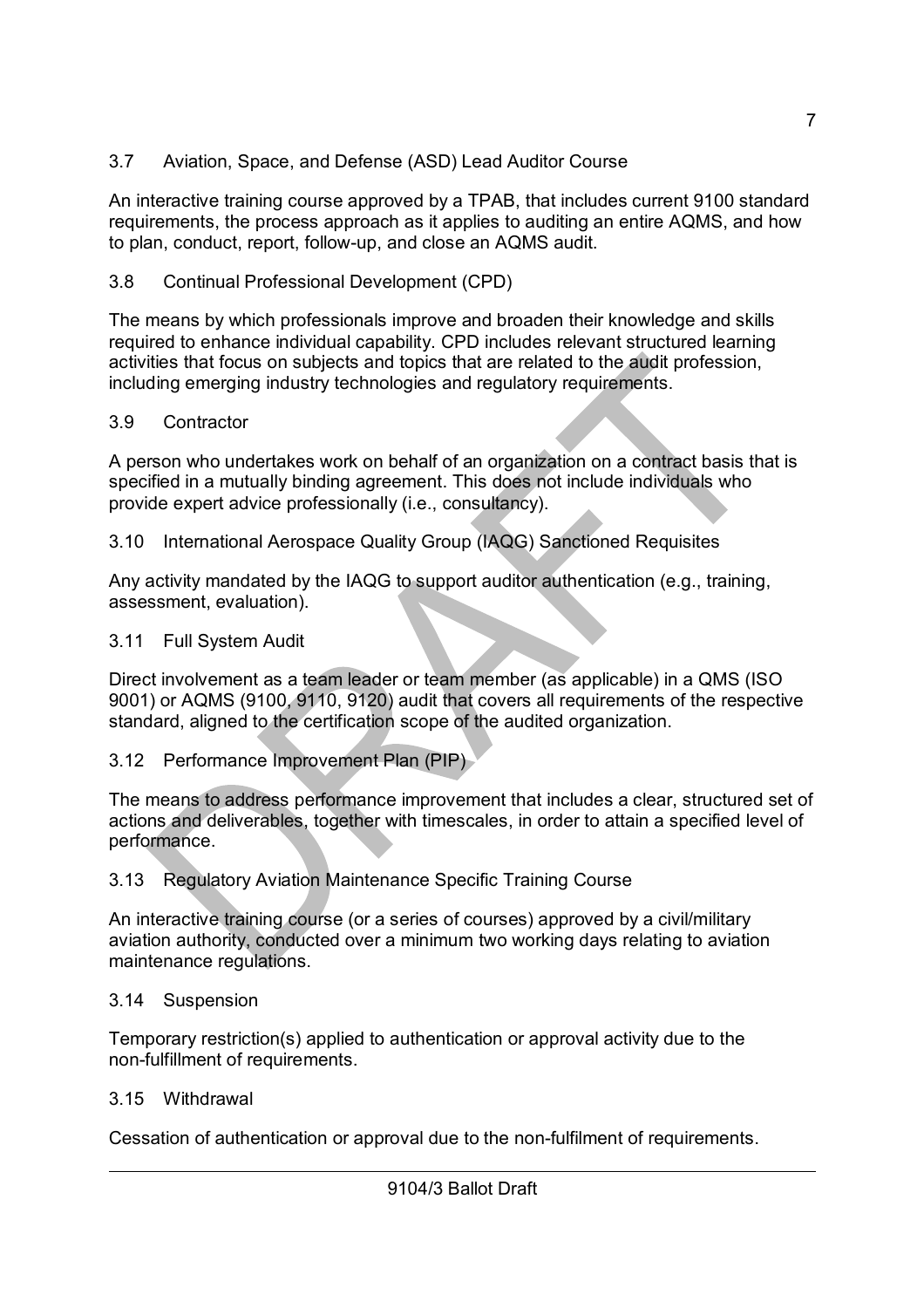### 3.7 Aviation, Space, and Defense (ASD) Lead Auditor Course

An interactive training course approved by a TPAB, that includes current 9100 standard requirements, the process approach as it applies to auditing an entire AQMS, and how to plan, conduct, report, follow-up, and close an AQMS audit.

### 3.8 Continual Professional Development (CPD)

The means by which professionals improve and broaden their knowledge and skills required to enhance individual capability. CPD includes relevant structured learning activities that focus on subjects and topics that are related to the audit profession, including emerging industry technologies and regulatory requirements.

### 3.9 Contractor

A person who undertakes work on behalf of an organization on a contract basis that is specified in a mutually binding agreement. This does not include individuals who provide expert advice professionally (i.e., consultancy).

### 3.10 International Aerospace Quality Group (IAQG) Sanctioned Requisites

Any activity mandated by the IAQG to support auditor authentication (e.g., training, assessment, evaluation).

### 3.11 Full System Audit

Direct involvement as a team leader or team member (as applicable) in a QMS (ISO 9001) or AQMS (9100, 9110, 9120) audit that covers all requirements of the respective standard, aligned to the certification scope of the audited organization.

### 3.12 Performance Improvement Plan (PIP)

The means to address performance improvement that includes a clear, structured set of actions and deliverables, together with timescales, in order to attain a specified level of performance.

### 3.13 Regulatory Aviation Maintenance Specific Training Course

An interactive training course (or a series of courses) approved by a civil/military aviation authority, conducted over a minimum two working days relating to aviation maintenance regulations.

### 3.14 Suspension

Temporary restriction(s) applied to authentication or approval activity due to the non-fulfillment of requirements.

### 3.15 Withdrawal

Cessation of authentication or approval due to the non-fulfilment of requirements.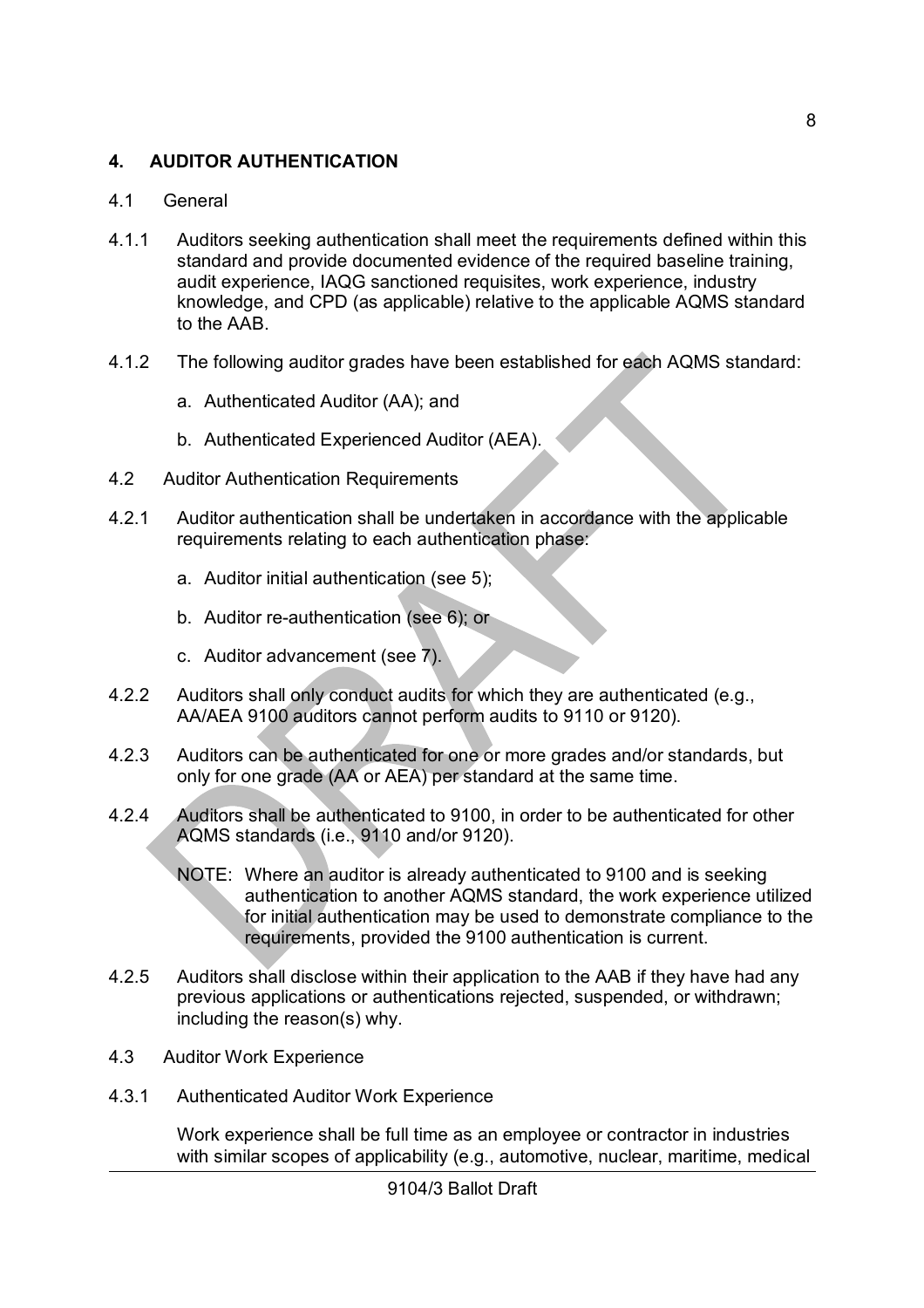## 4. AUDITOR AUTHENTICATION

4.1 General

4.1.1 Auditors seeking authentication shall meet the requirements defined within this standard and provide documented evidence of the required baseline training, audit experience, IAQG sanctioned requisites, work experience, industry knowledge, and CPD (as applicable) relative to the applicable AQMS standard to the AAB.

4.1.2 The following auditor grades have been established for each AQMS standard:

a. Authenticated Auditor (AA); and

b. Authenticated Experienced Auditor (AEA).

4.2 Auditor Authentication Requirements

4.2.1 Auditor authentication shall be undertaken in accordance with the applicable requirements relating to each authentication phase:

a. Auditor initial authentication (see 5);

b. Auditor re-authentication (see 6); or

c. Auditor advancement (see 7).

4.2.2 Auditors shall only conduct audits for which they are authenticated (e.g., AA/AEA 9100 auditors cannot perform audits to 9110 or 9120).

4.2.3 Auditors can be authenticated for one or more grades and/or standards, but only for one grade (AA or AEA) per standard at the same time.

4.2.4 Auditors shall be authenticated to 9100, in order to be authenticated for other AQMS standards (i.e., 9110 and/or 9120).

NOTE: Where an auditor is already authenticated to 9100 and is seeking authentication to another AQMS standard, the work experience utilized for initial authentication may be used to demonstrate compliance to the requirements, provided the 9100 authentication is current.

4.2.5 Auditors shall disclose within their application to the AAB if they have had any previous applications or authentications rejected, suspended, or withdrawn; including the reason(s) why.

4.3 Auditor Work Experience

4.3.1 Authenticated Auditor Work Experience

Work experience shall be full time as an employee or contractor in industries with similar scopes of applicability (e.g., automotive, nuclear, maritime, medical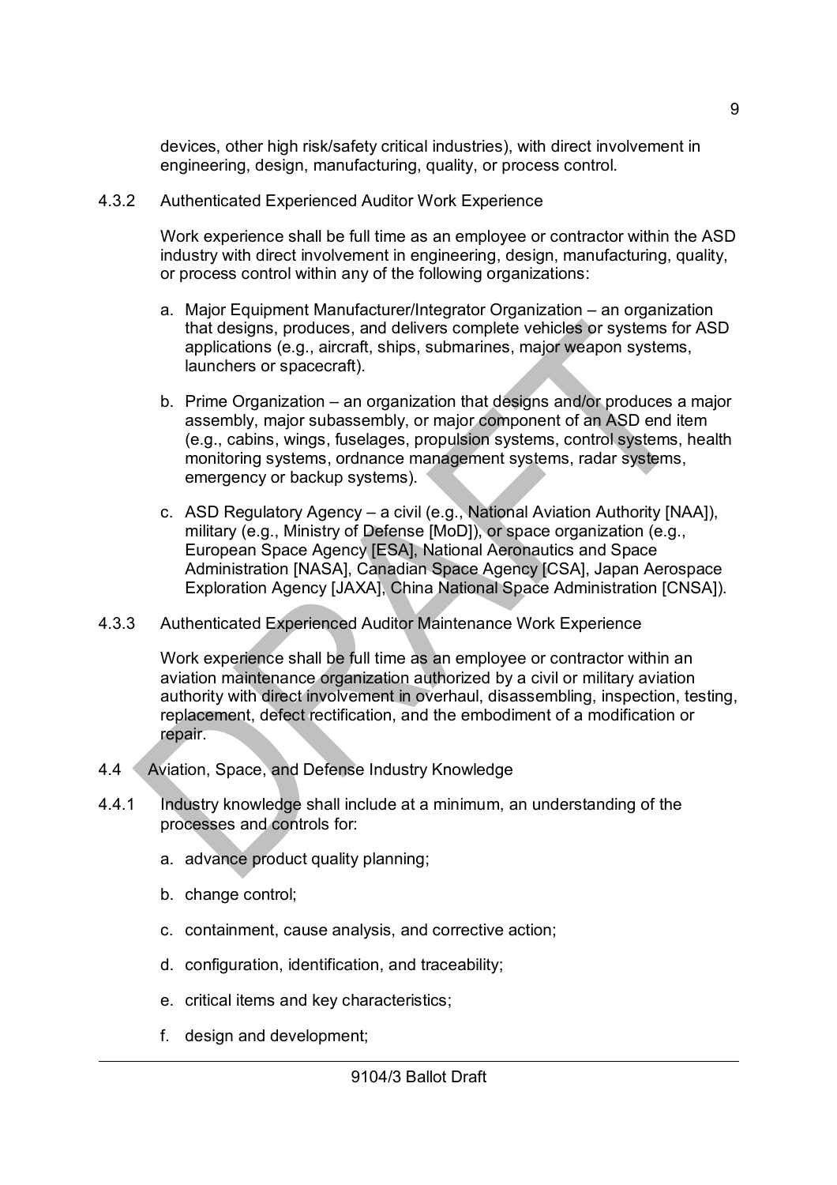devices, other high risk/safety critical industries), with direct involvement in engineering, design, manufacturing, quality, or process control.

### 4.3.2 Authenticated Experienced Auditor Work Experience

Work experience shall be full time as an employee or contractor within the ASD industry with direct involvement in engineering, design, manufacturing, quality, or process control within any of the following organizations:

a. Major Equipment Manufacturer/Integrator Organization – an organization that designs, produces, and delivers complete vehicles or systems for ASD applications (e.g., aircraft, ships, submarines, major weapon systems, launchers or spacecraft).

b. Prime Organization – an organization that designs and/or produces a major assembly, major subassembly, or major component of an ASD end item (e.g., cabins, wings, fuselages, propulsion systems, control systems, health monitoring systems, ordnance management systems, radar systems, emergency or backup systems).

c. ASD Regulatory Agency – a civil (e.g., National Aviation Authority [NAA]), military (e.g., Ministry of Defense [MoD]), or space organization (e.g., European Space Agency [ESA], National Aeronautics and Space Administration [NASA], Canadian Space Agency [CSA], Japan Aerospace Exploration Agency [JAXA], China National Space Administration [CNSA]).

### 4.3.3 Authenticated Experienced Auditor Maintenance Work Experience

Work experience shall be full time as an employee or contractor within an aviation maintenance organization authorized by a civil or military aviation authority with direct involvement in overhaul, disassembling, inspection, testing, replacement, defect rectification, and the embodiment of a modification or repair.

## 4.4 Aviation, Space, and Defense Industry Knowledge

4.4.1 Industry knowledge shall include at a minimum, an understanding of the processes and controls for:

a. advance product quality planning;

b. change control;

c. containment, cause analysis, and corrective action;

d. configuration, identification, and traceability;

e. critical items and key characteristics;

f. design and development;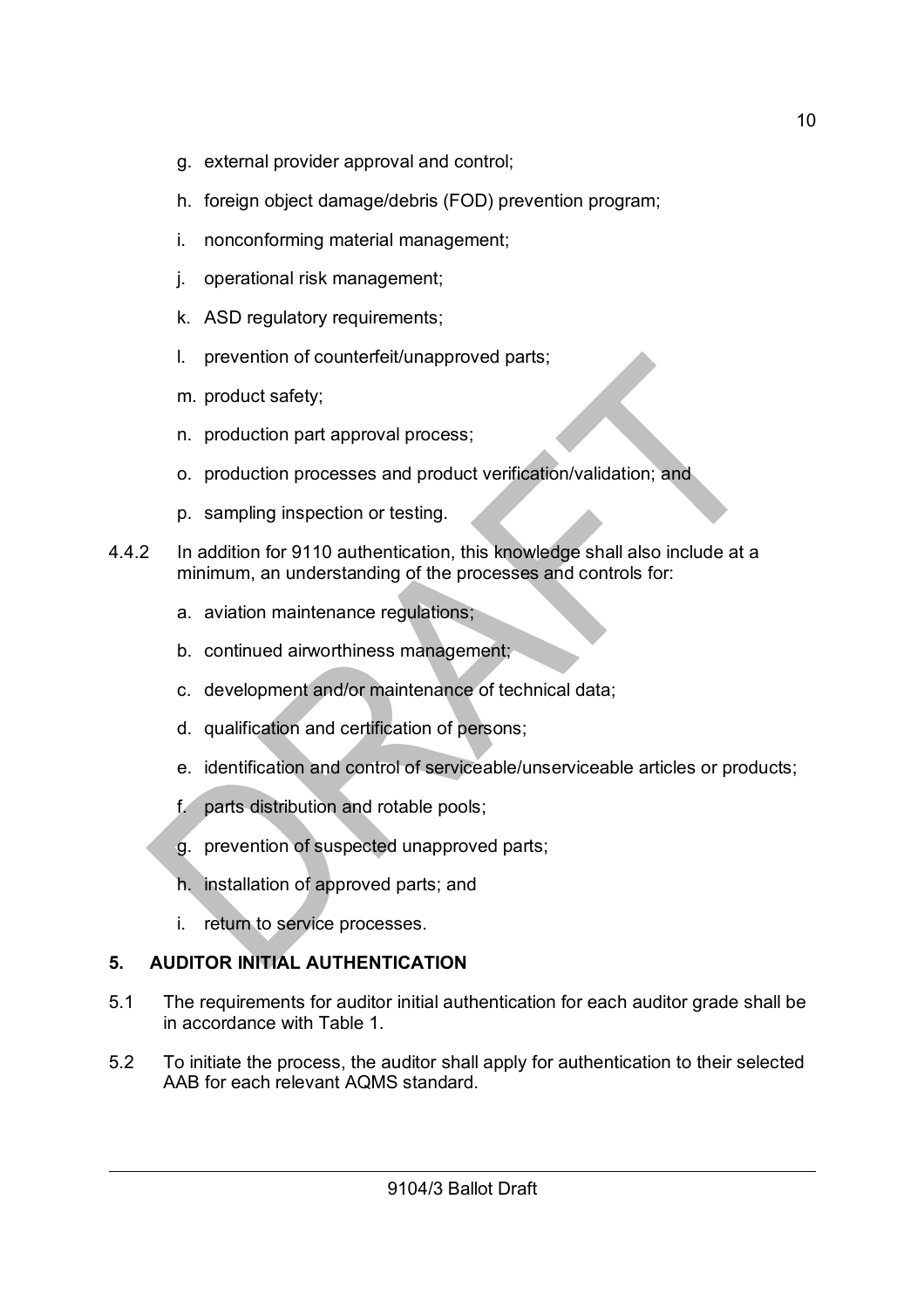g. external provider approval and control;

h. foreign object damage/debris (FOD) prevention program;

i. nonconforming material management;

j. operational risk management;

k. ASD regulatory requirements;

l. prevention of counterfeit/unapproved parts;

m. product safety;

n. production part approval process;

o. production processes and product verification/validation; and

p. sampling inspection or testing.

4.4.2 In addition for 9110 authentication, this knowledge shall also include at a minimum, an understanding of the processes and controls for:

a. aviation maintenance regulations;

b. continued airworthiness management;

c. development and/or maintenance of technical data;

d. qualification and certification of persons;

e. identification and control of serviceable/unserviceable articles or products;

f. parts distribution and rotable pools;

g. prevention of suspected unapproved parts;

h. installation of approved parts; and

i. return to service processes.

## 5. AUDITOR INITIAL AUTHENTICATION

5.1 The requirements for auditor initial authentication for each auditor grade shall be in accordance with Table 1.

5.2 To initiate the process, the auditor shall apply for authentication to their selected AAB for each relevant AQMS standard.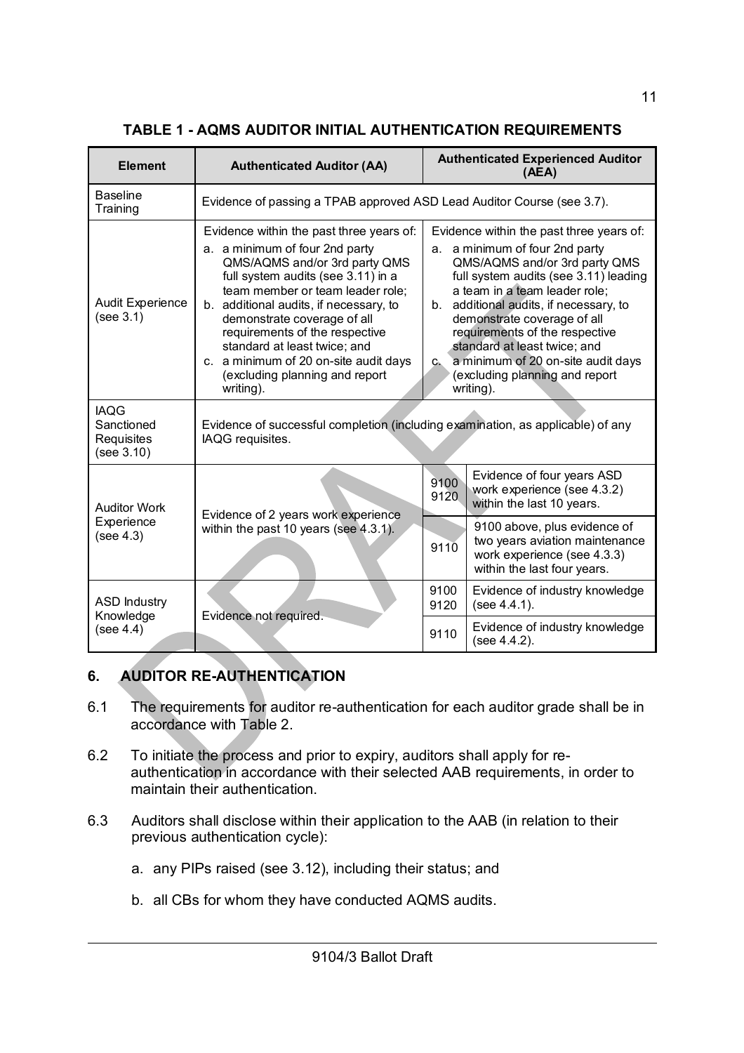**TABLE 1 - AQMS AUDITOR INITIAL AUTHENTICATION REQUIREMENTS**

| Element | Authenticated Auditor (AA) | Authenticated Experienced Auditor (AEA) | |
|---|---|---|---|
| Baseline Training | Evidence of passing a TPAB approved ASD Lead Auditor Course (see 3.7). | | |
| Audit Experience (see 3.1) | Evidence within the past three years of:<br>a. a minimum of four 2nd party QMS/AQMS and/or 3rd party QMS full system audits (see 3.11) in a team member or team leader role;<br>b. additional audits, if necessary, to demonstrate coverage of all requirements of the respective standard at least twice; and<br>c. a minimum of 20 on-site audit days (excluding planning and report writing). | Evidence within the past three years of:<br>a. a minimum of four 2nd party QMS/AQMS and/or 3rd party QMS full system audits (see 3.11) leading a team in a team leader role;<br>b. additional audits, if necessary, to demonstrate coverage of all requirements of the respective standard at least twice; and<br>c. a minimum of 20 on-site audit days (excluding planning and report writing). | |
| IAQG Sanctioned Requisites (see 3.10) | Evidence of successful completion (including examination, as applicable) of any IAQG requisites. | | |
| Auditor Work Experience (see 4.3) | Evidence of 2 years work experience within the past 10 years (see 4.3.1). | 9100 9120 | Evidence of four years ASD work experience (see 4.3.2) within the last 10 years. |
| | | 9110 | 9100 above, plus evidence of two years aviation maintenance work experience (see 4.3.3) within the last four years. |
| ASD Industry Knowledge (see 4.4) | Evidence not required. | 9100 9120 | Evidence of industry knowledge (see 4.4.1). |
| | | 9110 | Evidence of industry knowledge (see 4.4.2). |

## 6. AUDITOR RE-AUTHENTICATION

6.1 The requirements for auditor re-authentication for each auditor grade shall be in accordance with Table 2.

6.2 To initiate the process and prior to expiry, auditors shall apply for re-authentication in accordance with their selected AAB requirements, in order to maintain their authentication.

6.3 Auditors shall disclose within their application to the AAB (in relation to their previous authentication cycle):

a. any PIPs raised (see 3.12), including their status; and

b. all CBs for whom they have conducted AQMS audits.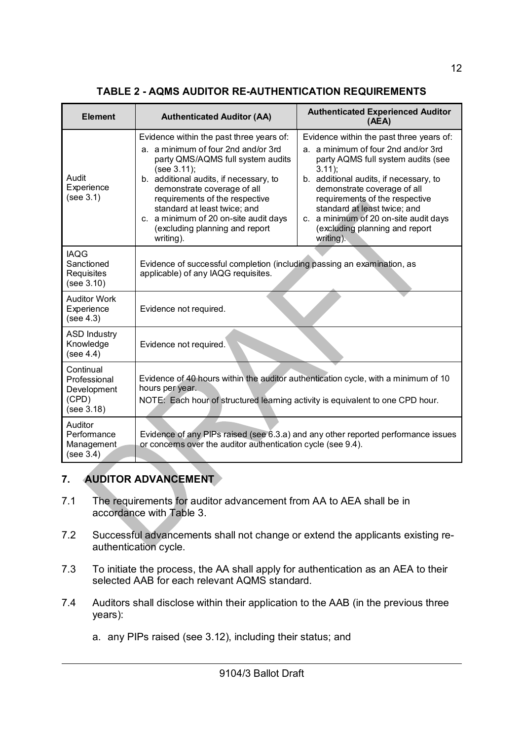**TABLE 2 - AQMS AUDITOR RE-AUTHENTICATION REQUIREMENTS**

| Element | Authenticated Auditor (AA) | Authenticated Experienced Auditor (AEA) |
| --- | --- | --- |
| Audit Experience (see 3.1) | Evidence within the past three years of:<br>a. a minimum of four 2nd and/or 3rd party QMS/AQMS full system audits (see 3.11);<br>b. additional audits, if necessary, to demonstrate coverage of all requirements of the respective standard at least twice; and<br>c. a minimum of 20 on-site audit days (excluding planning and report writing). | Evidence within the past three years of:<br>a. a minimum of four 2nd and/or 3rd party AQMS full system audits (see 3.11);<br>b. additional audits, if necessary, to demonstrate coverage of all requirements of the respective standard at least twice; and<br>c. a minimum of 20 on-site audit days (excluding planning and report writing). |
| IAQG Sanctioned Requisites (see 3.10) | Evidence of successful completion (including passing an examination, as applicable) of any IAQG requisites. | |
| Auditor Work Experience (see 4.3) | Evidence not required. | |
| ASD Industry Knowledge (see 4.4) | Evidence not required. | |
| Continual Professional Development (CPD) (see 3.18) | Evidence of 40 hours within the auditor authentication cycle, with a minimum of 10 hours per year.<br>NOTE: Each hour of structured learning activity is equivalent to one CPD hour. | |
| Auditor Performance Management (see 3.4) | Evidence of any PIPs raised (see 6.3.a) and any other reported performance issues or concerns over the auditor authentication cycle (see 9.4). | |

## 7. AUDITOR ADVANCEMENT

7.1 The requirements for auditor advancement from AA to AEA shall be in accordance with Table 3.

7.2 Successful advancements shall not change or extend the applicants existing re-authentication cycle.

7.3 To initiate the process, the AA shall apply for authentication as an AEA to their selected AAB for each relevant AQMS standard.

7.4 Auditors shall disclose within their application to the AAB (in the previous three years):

a. any PIPs raised (see 3.12), including their status; and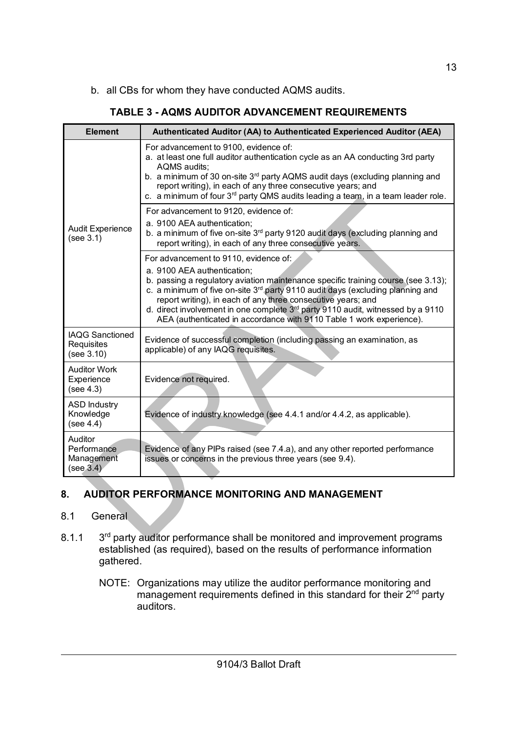b. all CBs for whom they have conducted AQMS audits.

**TABLE 3 - AQMS AUDITOR ADVANCEMENT REQUIREMENTS**

| Element | Authenticated Auditor (AA) to Authenticated Experienced Auditor (AEA) |
|---|---|
| Audit Experience (see 3.1) | For advancement to 9100, evidence of:<br>a. at least one full auditor authentication cycle as an AA conducting 3rd party AQMS audits;<br>b. a minimum of 30 on-site 3rd party AQMS audit days (excluding planning and report writing), in each of any three consecutive years; and<br>c. a minimum of four 3rd party QMS audits leading a team, in a team leader role. |
| | For advancement to 9120, evidence of:<br>a. 9100 AEA authentication;<br>b. a minimum of five on-site 3rd party 9120 audit days (excluding planning and report writing), in each of any three consecutive years. |
| | For advancement to 9110, evidence of:<br>a. 9100 AEA authentication;<br>b. passing a regulatory aviation maintenance specific training course (see 3.13);<br>c. a minimum of five on-site 3rd party 9110 audit days (excluding planning and report writing), in each of any three consecutive years; and<br>d. direct involvement in one complete 3rd party 9110 audit, witnessed by a 9110 AEA (authenticated in accordance with 9110 Table 1 work experience). |
| IAQG Sanctioned Requisites (see 3.10) | Evidence of successful completion (including passing an examination, as applicable) of any IAQG requisites. |
| Auditor Work Experience (see 4.3) | Evidence not required. |
| ASD Industry Knowledge (see 4.4) | Evidence of industry knowledge (see 4.4.1 and/or 4.4.2, as applicable). |
| Auditor Performance Management (see 3.4) | Evidence of any PIPs raised (see 7.4.a), and any other reported performance issues or concerns in the previous three years (see 9.4). |

## 8. AUDITOR PERFORMANCE MONITORING AND MANAGEMENT

### 8.1 General

8.1.1 3rd party auditor performance shall be monitored and improvement programs established (as required), based on the results of performance information gathered.

NOTE: Organizations may utilize the auditor performance monitoring and management requirements defined in this standard for their 2nd party auditors.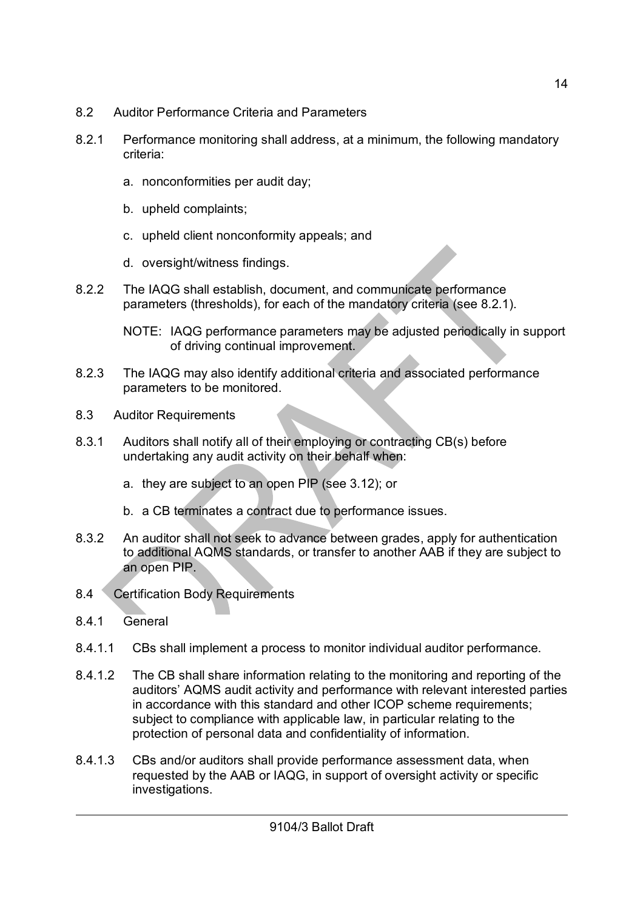## 8.2 Auditor Performance Criteria and Parameters

8.2.1 Performance monitoring shall address, at a minimum, the following mandatory criteria:

a. nonconformities per audit day;

b. upheld complaints;

c. upheld client nonconformity appeals; and

d. oversight/witness findings.

8.2.2 The IAQG shall establish, document, and communicate performance parameters (thresholds), for each of the mandatory criteria (see 8.2.1).

NOTE: IAQG performance parameters may be adjusted periodically in support of driving continual improvement.

8.2.3 The IAQG may also identify additional criteria and associated performance parameters to be monitored.

## 8.3 Auditor Requirements

8.3.1 Auditors shall notify all of their employing or contracting CB(s) before undertaking any audit activity on their behalf when:

a. they are subject to an open PIP (see 3.12); or

b. a CB terminates a contract due to performance issues.

8.3.2 An auditor shall not seek to advance between grades, apply for authentication to additional AQMS standards, or transfer to another AAB if they are subject to an open PIP.

## 8.4 Certification Body Requirements

### 8.4.1 General

8.4.1.1 CBs shall implement a process to monitor individual auditor performance.

8.4.1.2 The CB shall share information relating to the monitoring and reporting of the auditors' AQMS audit activity and performance with relevant interested parties in accordance with this standard and other ICOP scheme requirements; subject to compliance with applicable law, in particular relating to the protection of personal data and confidentiality of information.

8.4.1.3 CBs and/or auditors shall provide performance assessment data, when requested by the AAB or IAQG, in support of oversight activity or specific investigations.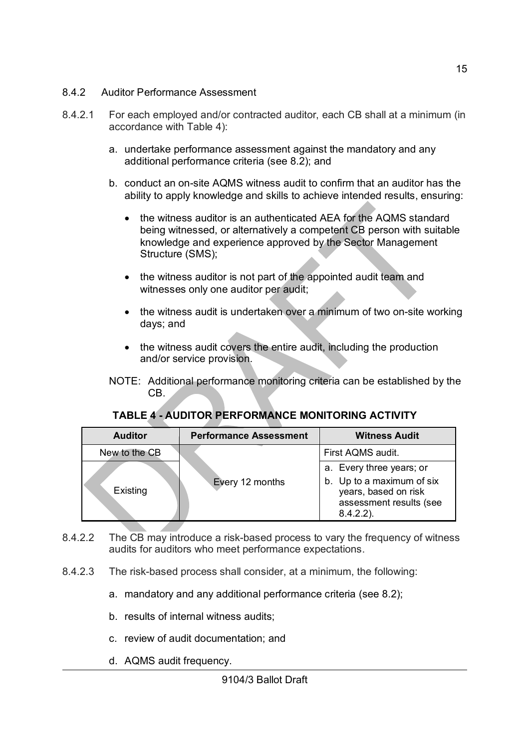#### 8.4.2 Auditor Performance Assessment

8.4.2.1 For each employed and/or contracted auditor, each CB shall at a minimum (in accordance with Table 4):

a. undertake performance assessment against the mandatory and any additional performance criteria (see 8.2); and

b. conduct an on-site AQMS witness audit to confirm that an auditor has the ability to apply knowledge and skills to achieve intended results, ensuring:

- the witness auditor is an authenticated AEA for the AQMS standard being witnessed, or alternatively a competent CB person with suitable knowledge and experience approved by the Sector Management Structure (SMS);
- the witness auditor is not part of the appointed audit team and witnesses only one auditor per audit;
- the witness audit is undertaken over a minimum of two on-site working days; and
- the witness audit covers the entire audit, including the production and/or service provision.

NOTE: Additional performance monitoring criteria can be established by the CB.

**TABLE 4 - AUDITOR PERFORMANCE MONITORING ACTIVITY**

| Auditor | Performance Assessment | Witness Audit |
|---|---|---|
| New to the CB | Every 12 months | First AQMS audit. |
| Existing | | a. Every three years; or<br>b. Up to a maximum of six years, based on risk assessment results (see 8.4.2.2). |

8.4.2.2 The CB may introduce a risk-based process to vary the frequency of witness audits for auditors who meet performance expectations.

8.4.2.3 The risk-based process shall consider, at a minimum, the following:

a. mandatory and any additional performance criteria (see 8.2);

b. results of internal witness audits;

c. review of audit documentation; and

d. AQMS audit frequency.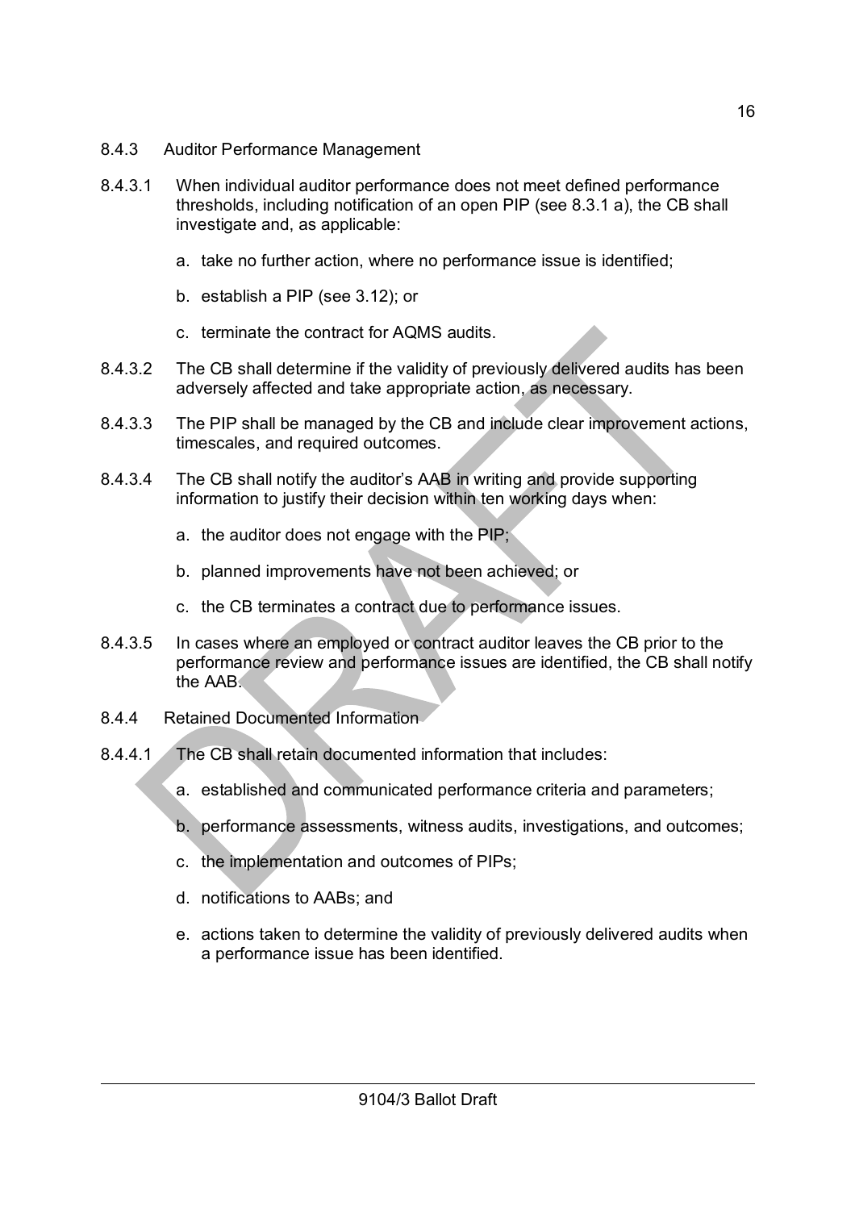8.4.3 Auditor Performance Management

8.4.3.1 When individual auditor performance does not meet defined performance thresholds, including notification of an open PIP (see 8.3.1 a), the CB shall investigate and, as applicable:

a. take no further action, where no performance issue is identified;

b. establish a PIP (see 3.12); or

c. terminate the contract for AQMS audits.

8.4.3.2 The CB shall determine if the validity of previously delivered audits has been adversely affected and take appropriate action, as necessary.

8.4.3.3 The PIP shall be managed by the CB and include clear improvement actions, timescales, and required outcomes.

8.4.3.4 The CB shall notify the auditor's AAB in writing and provide supporting information to justify their decision within ten working days when:

a. the auditor does not engage with the PIP;

b. planned improvements have not been achieved; or

c. the CB terminates a contract due to performance issues.

8.4.3.5 In cases where an employed or contract auditor leaves the CB prior to the performance review and performance issues are identified, the CB shall notify the AAB.

8.4.4 Retained Documented Information

8.4.4.1 The CB shall retain documented information that includes:

a. established and communicated performance criteria and parameters;

b. performance assessments, witness audits, investigations, and outcomes;

c. the implementation and outcomes of PIPs;

d. notifications to AABs; and

e. actions taken to determine the validity of previously delivered audits when a performance issue has been identified.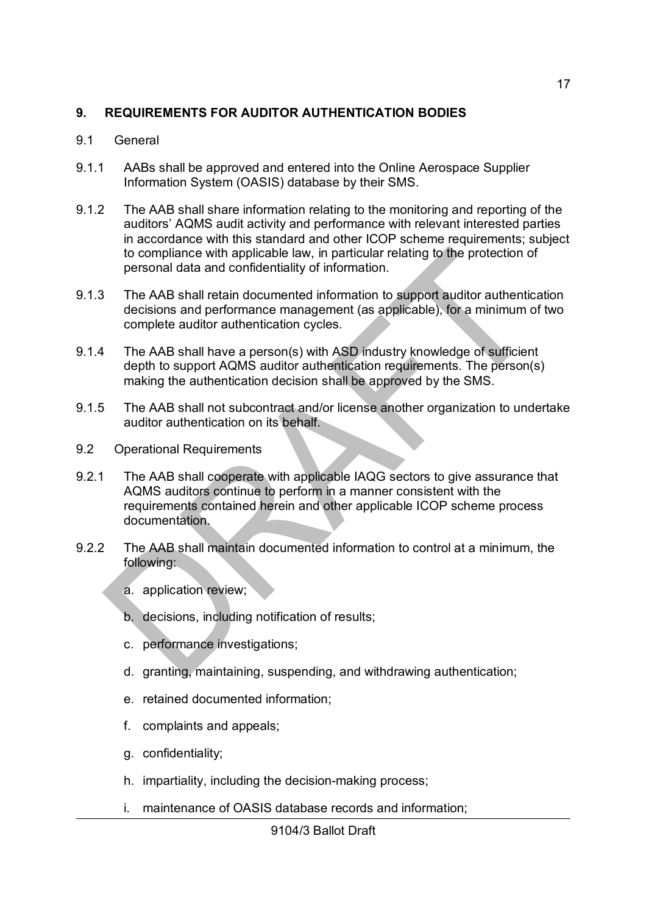## 9. REQUIREMENTS FOR AUDITOR AUTHENTICATION BODIES

### 9.1 General

9.1.1 AABs shall be approved and entered into the Online Aerospace Supplier Information System (OASIS) database by their SMS.

9.1.2 The AAB shall share information relating to the monitoring and reporting of the auditors' AQMS audit activity and performance with relevant interested parties in accordance with this standard and other ICOP scheme requirements; subject to compliance with applicable law, in particular relating to the protection of personal data and confidentiality of information.

9.1.3 The AAB shall retain documented information to support auditor authentication decisions and performance management (as applicable), for a minimum of two complete auditor authentication cycles.

9.1.4 The AAB shall have a person(s) with ASD industry knowledge of sufficient depth to support AQMS auditor authentication requirements. The person(s) making the authentication decision shall be approved by the SMS.

9.1.5 The AAB shall not subcontract and/or license another organization to undertake auditor authentication on its behalf.

### 9.2 Operational Requirements

9.2.1 The AAB shall cooperate with applicable IAQG sectors to give assurance that AQMS auditors continue to perform in a manner consistent with the requirements contained herein and other applicable ICOP scheme process documentation.

9.2.2 The AAB shall maintain documented information to control at a minimum, the following:

a. application review;

b. decisions, including notification of results;

c. performance investigations;

d. granting, maintaining, suspending, and withdrawing authentication;

e. retained documented information;

f. complaints and appeals;

g. confidentiality;

h. impartiality, including the decision-making process;

i. maintenance of OASIS database records and information;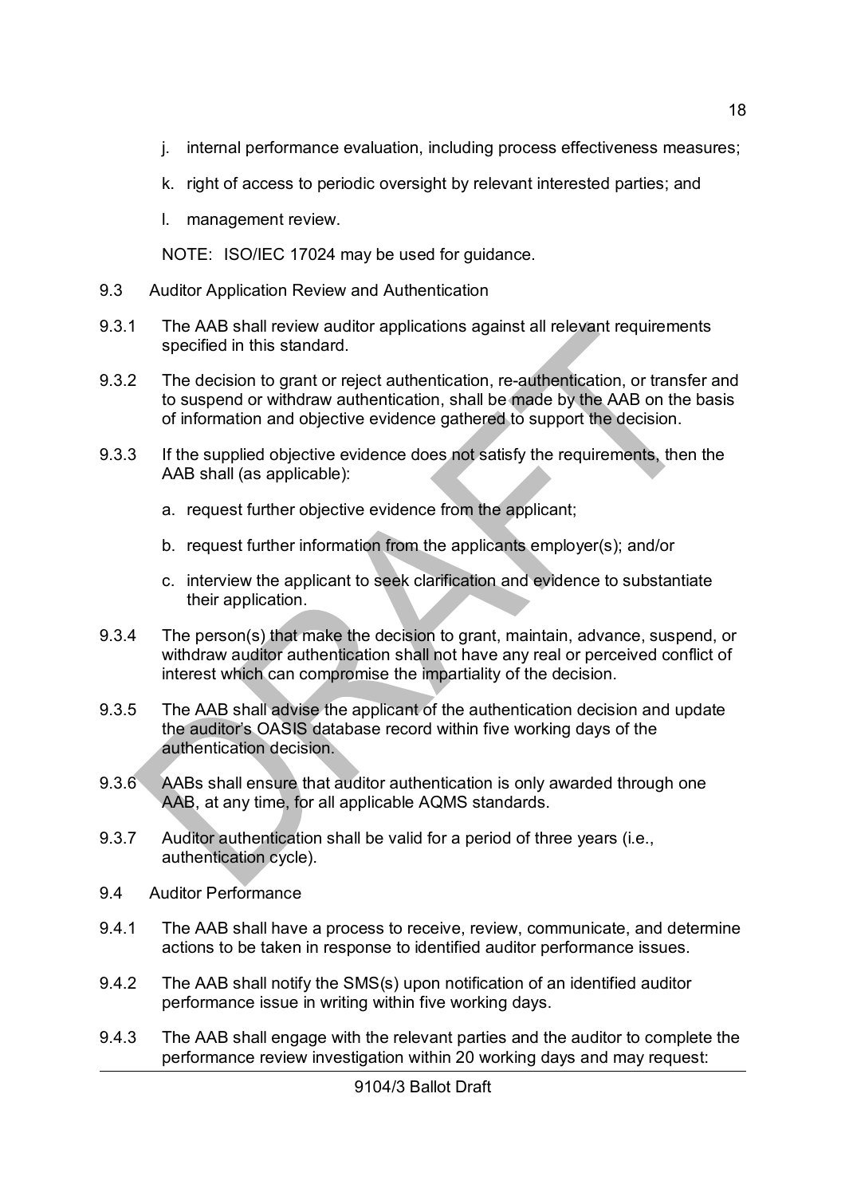j. internal performance evaluation, including process effectiveness measures;

k. right of access to periodic oversight by relevant interested parties; and

l. management review.

NOTE: ISO/IEC 17024 may be used for guidance.

9.3 Auditor Application Review and Authentication

9.3.1 The AAB shall review auditor applications against all relevant requirements specified in this standard.

9.3.2 The decision to grant or reject authentication, re-authentication, or transfer and to suspend or withdraw authentication, shall be made by the AAB on the basis of information and objective evidence gathered to support the decision.

9.3.3 If the supplied objective evidence does not satisfy the requirements, then the AAB shall (as applicable):

a. request further objective evidence from the applicant;

b. request further information from the applicants employer(s); and/or

c. interview the applicant to seek clarification and evidence to substantiate their application.

9.3.4 The person(s) that make the decision to grant, maintain, advance, suspend, or withdraw auditor authentication shall not have any real or perceived conflict of interest which can compromise the impartiality of the decision.

9.3.5 The AAB shall advise the applicant of the authentication decision and update the auditor's OASIS database record within five working days of the authentication decision.

9.3.6 AABs shall ensure that auditor authentication is only awarded through one AAB, at any time, for all applicable AQMS standards.

9.3.7 Auditor authentication shall be valid for a period of three years (i.e., authentication cycle).

9.4 Auditor Performance

9.4.1 The AAB shall have a process to receive, review, communicate, and determine actions to be taken in response to identified auditor performance issues.

9.4.2 The AAB shall notify the SMS(s) upon notification of an identified auditor performance issue in writing within five working days.

9.4.3 The AAB shall engage with the relevant parties and the auditor to complete the performance review investigation within 20 working days and may request: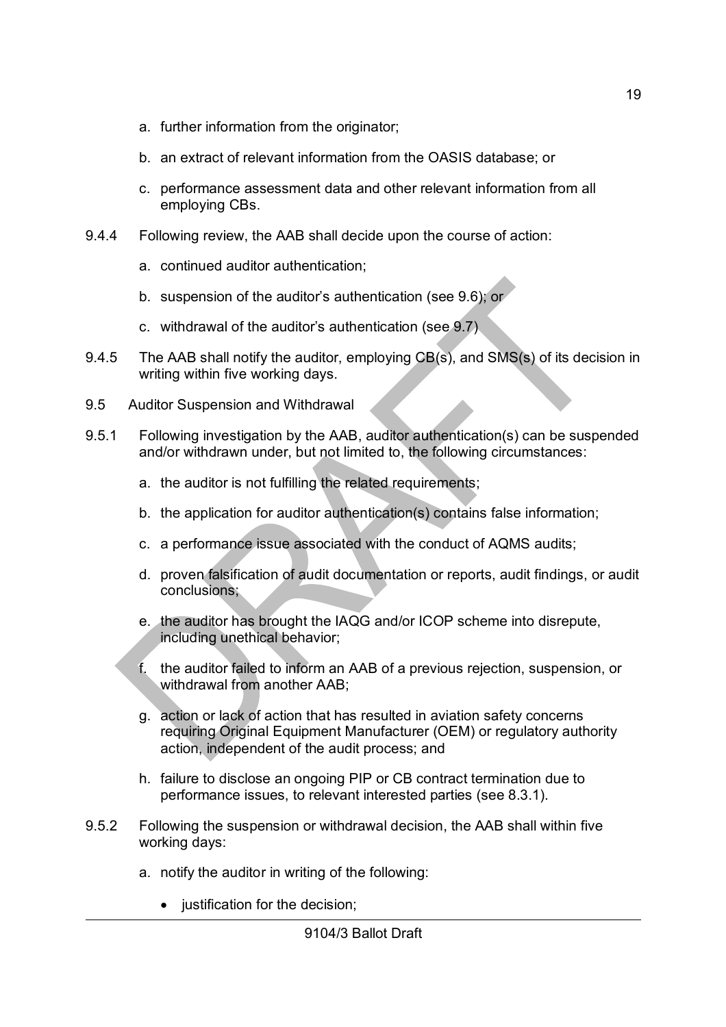a. further information from the originator;

b. an extract of relevant information from the OASIS database; or

c. performance assessment data and other relevant information from all employing CBs.

9.4.4 Following review, the AAB shall decide upon the course of action:

a. continued auditor authentication;

b. suspension of the auditor's authentication (see 9.6); or

c. withdrawal of the auditor's authentication (see 9.7)

9.4.5 The AAB shall notify the auditor, employing CB(s), and SMS(s) of its decision in writing within five working days.

9.5 Auditor Suspension and Withdrawal

9.5.1 Following investigation by the AAB, auditor authentication(s) can be suspended and/or withdrawn under, but not limited to, the following circumstances:

a. the auditor is not fulfilling the related requirements;

b. the application for auditor authentication(s) contains false information;

c. a performance issue associated with the conduct of AQMS audits;

d. proven falsification of audit documentation or reports, audit findings, or audit conclusions;

e. the auditor has brought the IAQG and/or ICOP scheme into disrepute, including unethical behavior;

f. the auditor failed to inform an AAB of a previous rejection, suspension, or withdrawal from another AAB;

g. action or lack of action that has resulted in aviation safety concerns requiring Original Equipment Manufacturer (OEM) or regulatory authority action, independent of the audit process; and

h. failure to disclose an ongoing PIP or CB contract termination due to performance issues, to relevant interested parties (see 8.3.1).

9.5.2 Following the suspension or withdrawal decision, the AAB shall within five working days:

a. notify the auditor in writing of the following:

- justification for the decision;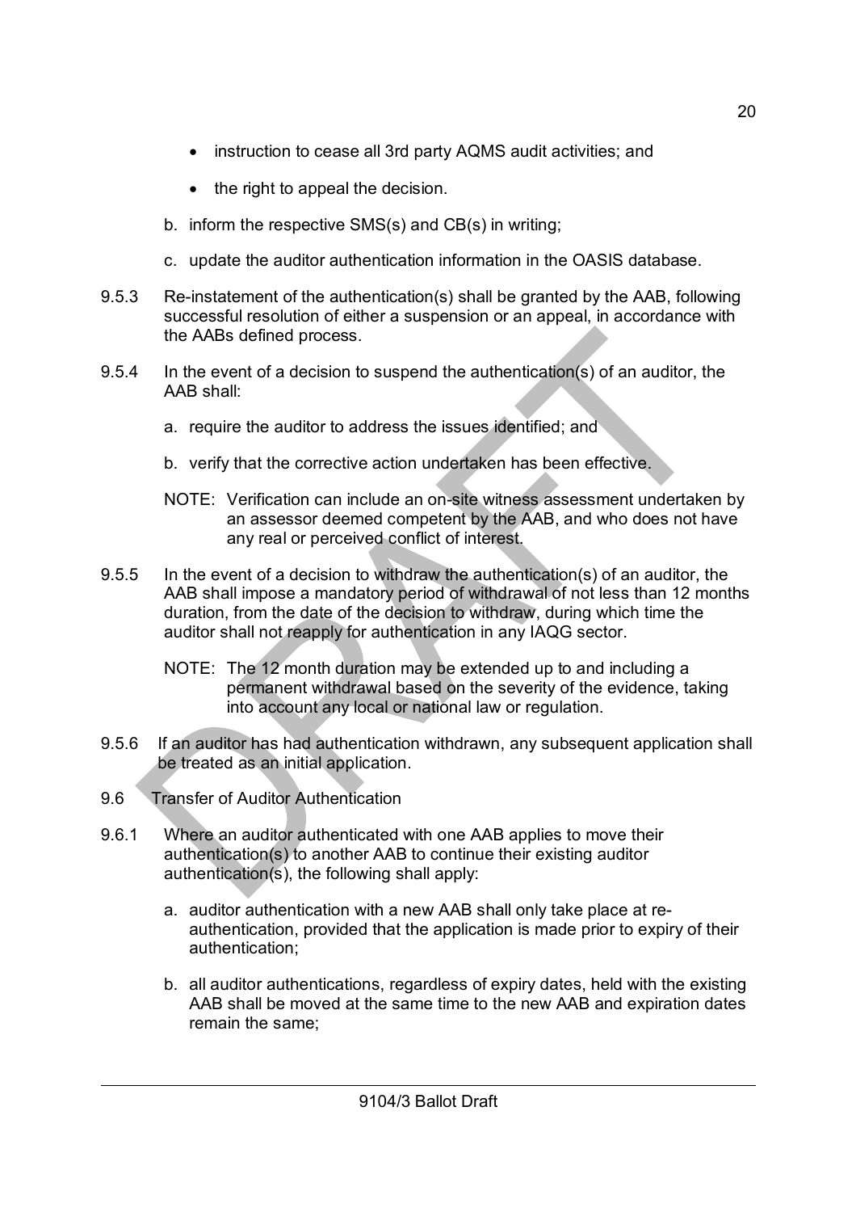- instruction to cease all 3rd party AQMS audit activities; and
- the right to appeal the decision.

b. inform the respective SMS(s) and CB(s) in writing;

c. update the auditor authentication information in the OASIS database.

9.5.3 Re-instatement of the authentication(s) shall be granted by the AAB, following successful resolution of either a suspension or an appeal, in accordance with the AABs defined process.

9.5.4 In the event of a decision to suspend the authentication(s) of an auditor, the AAB shall:

a. require the auditor to address the issues identified; and

b. verify that the corrective action undertaken has been effective.

NOTE: Verification can include an on-site witness assessment undertaken by an assessor deemed competent by the AAB, and who does not have any real or perceived conflict of interest.

9.5.5 In the event of a decision to withdraw the authentication(s) of an auditor, the AAB shall impose a mandatory period of withdrawal of not less than 12 months duration, from the date of the decision to withdraw, during which time the auditor shall not reapply for authentication in any IAQG sector.

NOTE: The 12 month duration may be extended up to and including a permanent withdrawal based on the severity of the evidence, taking into account any local or national law or regulation.

9.5.6 If an auditor has had authentication withdrawn, any subsequent application shall be treated as an initial application.

## 9.6 Transfer of Auditor Authentication

9.6.1 Where an auditor authenticated with one AAB applies to move their authentication(s) to another AAB to continue their existing auditor authentication(s), the following shall apply:

a. auditor authentication with a new AAB shall only take place at re-authentication, provided that the application is made prior to expiry of their authentication;

b. all auditor authentications, regardless of expiry dates, held with the existing AAB shall be moved at the same time to the new AAB and expiration dates remain the same;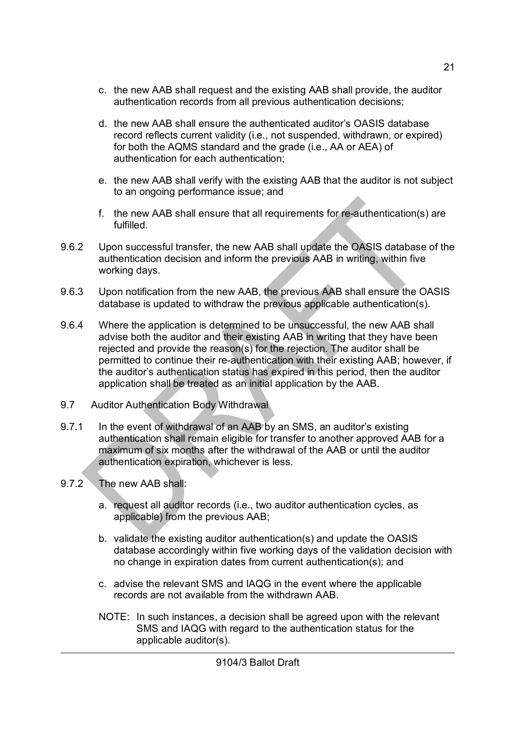c. the new AAB shall request and the existing AAB shall provide, the auditor authentication records from all previous authentication decisions;

d. the new AAB shall ensure the authenticated auditor's OASIS database record reflects current validity (i.e., not suspended, withdrawn, or expired) for both the AQMS standard and the grade (i.e., AA or AEA) of authentication for each authentication;

e. the new AAB shall verify with the existing AAB that the auditor is not subject to an ongoing performance issue; and

f. the new AAB shall ensure that all requirements for re-authentication(s) are fulfilled.

9.6.2 Upon successful transfer, the new AAB shall update the OASIS database of the authentication decision and inform the previous AAB in writing, within five working days.

9.6.3 Upon notification from the new AAB, the previous AAB shall ensure the OASIS database is updated to withdraw the previous applicable authentication(s).

9.6.4 Where the application is determined to be unsuccessful, the new AAB shall advise both the auditor and their existing AAB in writing that they have been rejected and provide the reason(s) for the rejection. The auditor shall be permitted to continue their re-authentication with their existing AAB; however, if the auditor's authentication status has expired in this period, then the auditor application shall be treated as an initial application by the AAB.

9.7 Auditor Authentication Body Withdrawal

9.7.1 In the event of withdrawal of an AAB by an SMS, an auditor's existing authentication shall remain eligible for transfer to another approved AAB for a maximum of six months after the withdrawal of the AAB or until the auditor authentication expiration, whichever is less.

9.7.2 The new AAB shall:

a. request all auditor records (i.e., two auditor authentication cycles, as applicable) from the previous AAB;

b. validate the existing auditor authentication(s) and update the OASIS database accordingly within five working days of the validation decision with no change in expiration dates from current authentication(s); and

c. advise the relevant SMS and IAQG in the event where the applicable records are not available from the withdrawn AAB.

NOTE: In such instances, a decision shall be agreed upon with the relevant SMS and IAQG with regard to the authentication status for the applicable auditor(s).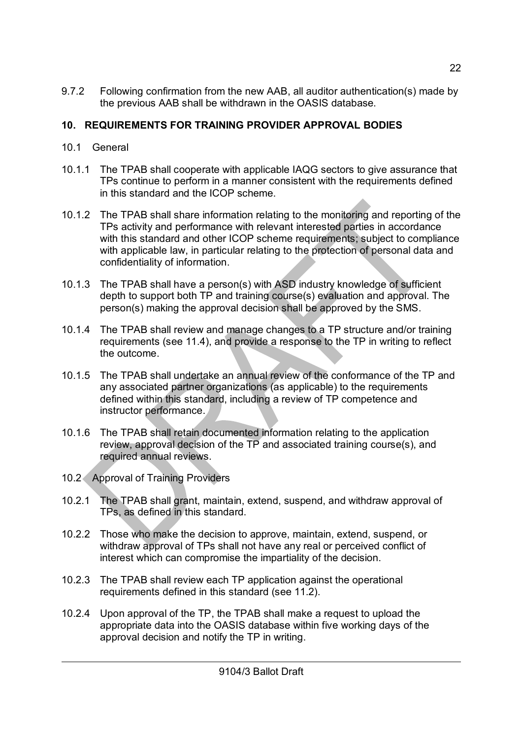9.7.2 Following confirmation from the new AAB, all auditor authentication(s) made by the previous AAB shall be withdrawn in the OASIS database.

## 10. REQUIREMENTS FOR TRAINING PROVIDER APPROVAL BODIES

### 10.1 General

10.1.1 The TPAB shall cooperate with applicable IAQG sectors to give assurance that TPs continue to perform in a manner consistent with the requirements defined in this standard and the ICOP scheme.

10.1.2 The TPAB shall share information relating to the monitoring and reporting of the TPs activity and performance with relevant interested parties in accordance with this standard and other ICOP scheme requirements; subject to compliance with applicable law, in particular relating to the protection of personal data and confidentiality of information.

10.1.3 The TPAB shall have a person(s) with ASD industry knowledge of sufficient depth to support both TP and training course(s) evaluation and approval. The person(s) making the approval decision shall be approved by the SMS.

10.1.4 The TPAB shall review and manage changes to a TP structure and/or training requirements (see 11.4), and provide a response to the TP in writing to reflect the outcome.

10.1.5 The TPAB shall undertake an annual review of the conformance of the TP and any associated partner organizations (as applicable) to the requirements defined within this standard, including a review of TP competence and instructor performance.

10.1.6 The TPAB shall retain documented information relating to the application review, approval decision of the TP and associated training course(s), and required annual reviews.

### 10.2 Approval of Training Providers

10.2.1 The TPAB shall grant, maintain, extend, suspend, and withdraw approval of TPs, as defined in this standard.

10.2.2 Those who make the decision to approve, maintain, extend, suspend, or withdraw approval of TPs shall not have any real or perceived conflict of interest which can compromise the impartiality of the decision.

10.2.3 The TPAB shall review each TP application against the operational requirements defined in this standard (see 11.2).

10.2.4 Upon approval of the TP, the TPAB shall make a request to upload the appropriate data into the OASIS database within five working days of the approval decision and notify the TP in writing.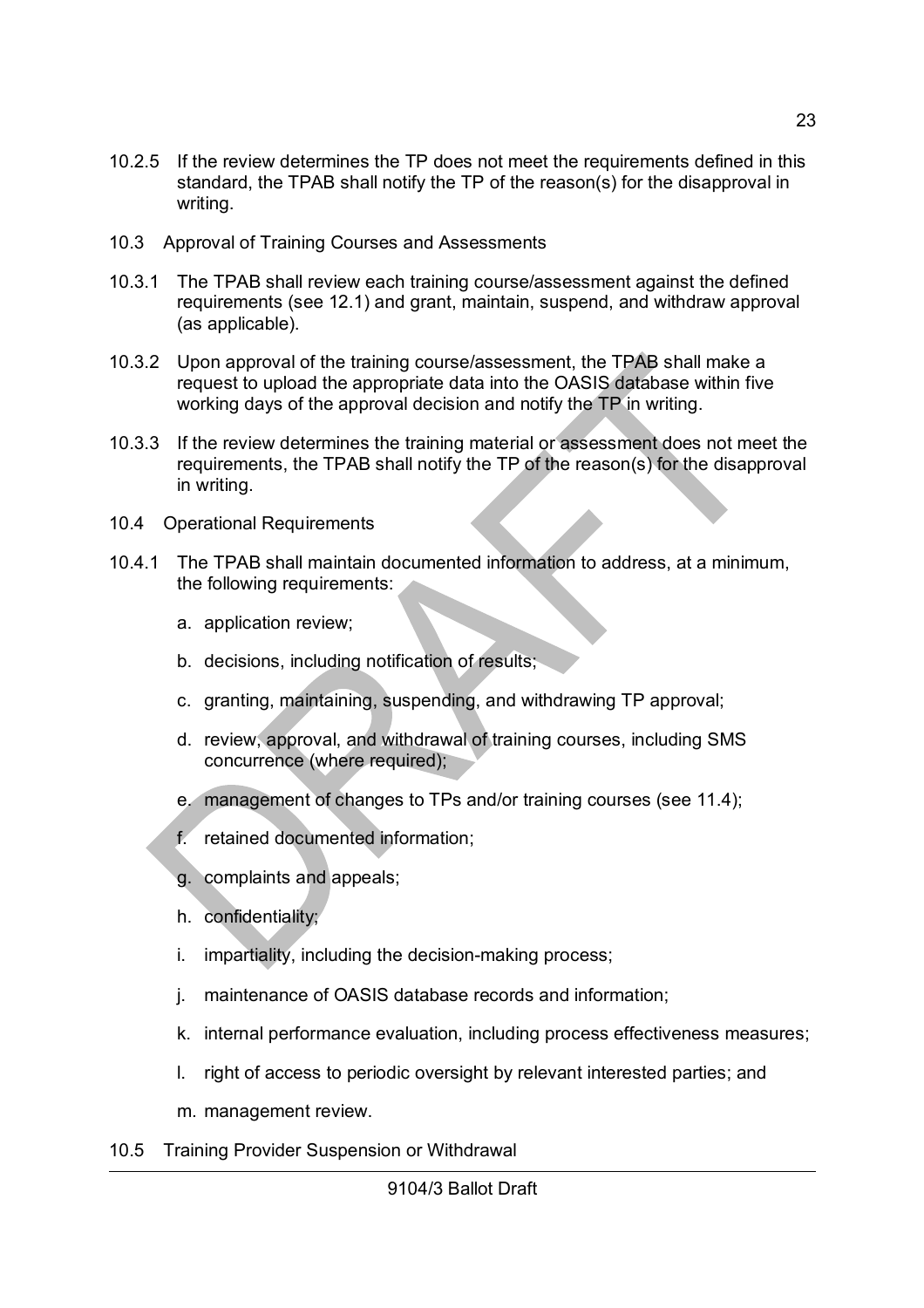10.2.5 If the review determines the TP does not meet the requirements defined in this standard, the TPAB shall notify the TP of the reason(s) for the disapproval in writing.

## 10.3 Approval of Training Courses and Assessments

10.3.1 The TPAB shall review each training course/assessment against the defined requirements (see 12.1) and grant, maintain, suspend, and withdraw approval (as applicable).

10.3.2 Upon approval of the training course/assessment, the TPAB shall make a request to upload the appropriate data into the OASIS database within five working days of the approval decision and notify the TP in writing.

10.3.3 If the review determines the training material or assessment does not meet the requirements, the TPAB shall notify the TP of the reason(s) for the disapproval in writing.

## 10.4 Operational Requirements

10.4.1 The TPAB shall maintain documented information to address, at a minimum, the following requirements:

a. application review;

b. decisions, including notification of results;

c. granting, maintaining, suspending, and withdrawing TP approval;

d. review, approval, and withdrawal of training courses, including SMS concurrence (where required);

e. management of changes to TPs and/or training courses (see 11.4);

f. retained documented information;

g. complaints and appeals;

h. confidentiality;

i. impartiality, including the decision-making process;

j. maintenance of OASIS database records and information;

k. internal performance evaluation, including process effectiveness measures;

l. right of access to periodic oversight by relevant interested parties; and

m. management review.

## 10.5 Training Provider Suspension or Withdrawal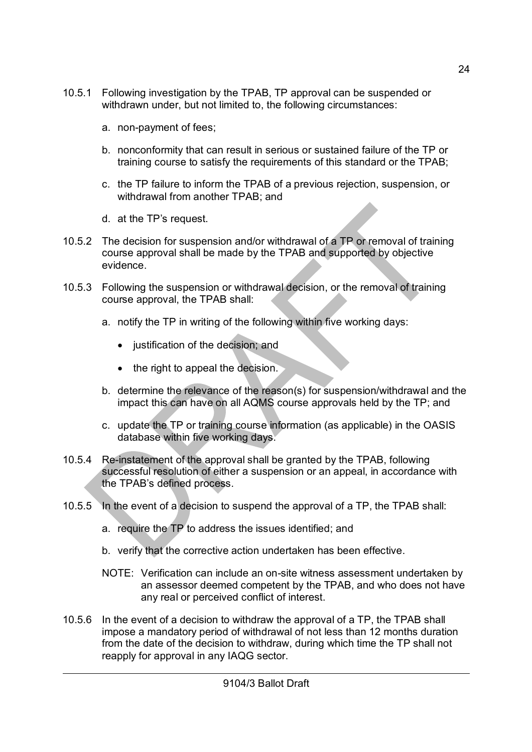10.5.1 Following investigation by the TPAB, TP approval can be suspended or withdrawn under, but not limited to, the following circumstances:

a. non-payment of fees;

b. nonconformity that can result in serious or sustained failure of the TP or training course to satisfy the requirements of this standard or the TPAB;

c. the TP failure to inform the TPAB of a previous rejection, suspension, or withdrawal from another TPAB; and

d. at the TP's request.

10.5.2 The decision for suspension and/or withdrawal of a TP or removal of training course approval shall be made by the TPAB and supported by objective evidence.

10.5.3 Following the suspension or withdrawal decision, or the removal of training course approval, the TPAB shall:

a. notify the TP in writing of the following within five working days:

   - justification of the decision; and
   - the right to appeal the decision.

b. determine the relevance of the reason(s) for suspension/withdrawal and the impact this can have on all AQMS course approvals held by the TP; and

c. update the TP or training course information (as applicable) in the OASIS database within five working days.

10.5.4 Re-instatement of the approval shall be granted by the TPAB, following successful resolution of either a suspension or an appeal, in accordance with the TPAB's defined process.

10.5.5 In the event of a decision to suspend the approval of a TP, the TPAB shall:

a. require the TP to address the issues identified; and

b. verify that the corrective action undertaken has been effective.

NOTE: Verification can include an on-site witness assessment undertaken by an assessor deemed competent by the TPAB, and who does not have any real or perceived conflict of interest.

10.5.6 In the event of a decision to withdraw the approval of a TP, the TPAB shall impose a mandatory period of withdrawal of not less than 12 months duration from the date of the decision to withdraw, during which time the TP shall not reapply for approval in any IAQG sector.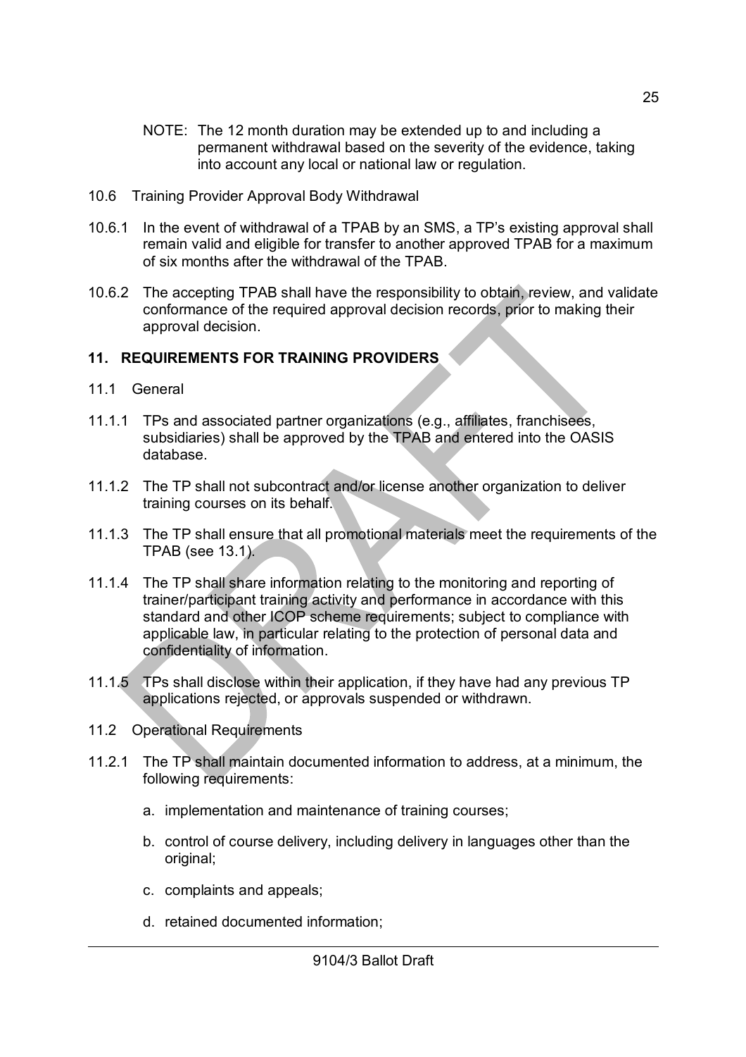NOTE: The 12 month duration may be extended up to and including a permanent withdrawal based on the severity of the evidence, taking into account any local or national law or regulation.

10.6 Training Provider Approval Body Withdrawal

10.6.1 In the event of withdrawal of a TPAB by an SMS, a TP's existing approval shall remain valid and eligible for transfer to another approved TPAB for a maximum of six months after the withdrawal of the TPAB.

10.6.2 The accepting TPAB shall have the responsibility to obtain, review, and validate conformance of the required approval decision records, prior to making their approval decision.

## 11. REQUIREMENTS FOR TRAINING PROVIDERS

11.1 General

11.1.1 TPs and associated partner organizations (e.g., affiliates, franchisees, subsidiaries) shall be approved by the TPAB and entered into the OASIS database.

11.1.2 The TP shall not subcontract and/or license another organization to deliver training courses on its behalf.

11.1.3 The TP shall ensure that all promotional materials meet the requirements of the TPAB (see 13.1).

11.1.4 The TP shall share information relating to the monitoring and reporting of trainer/participant training activity and performance in accordance with this standard and other ICOP scheme requirements; subject to compliance with applicable law, in particular relating to the protection of personal data and confidentiality of information.

11.1.5 TPs shall disclose within their application, if they have had any previous TP applications rejected, or approvals suspended or withdrawn.

11.2 Operational Requirements

11.2.1 The TP shall maintain documented information to address, at a minimum, the following requirements:

a. implementation and maintenance of training courses;

b. control of course delivery, including delivery in languages other than the original;

c. complaints and appeals;

d. retained documented information;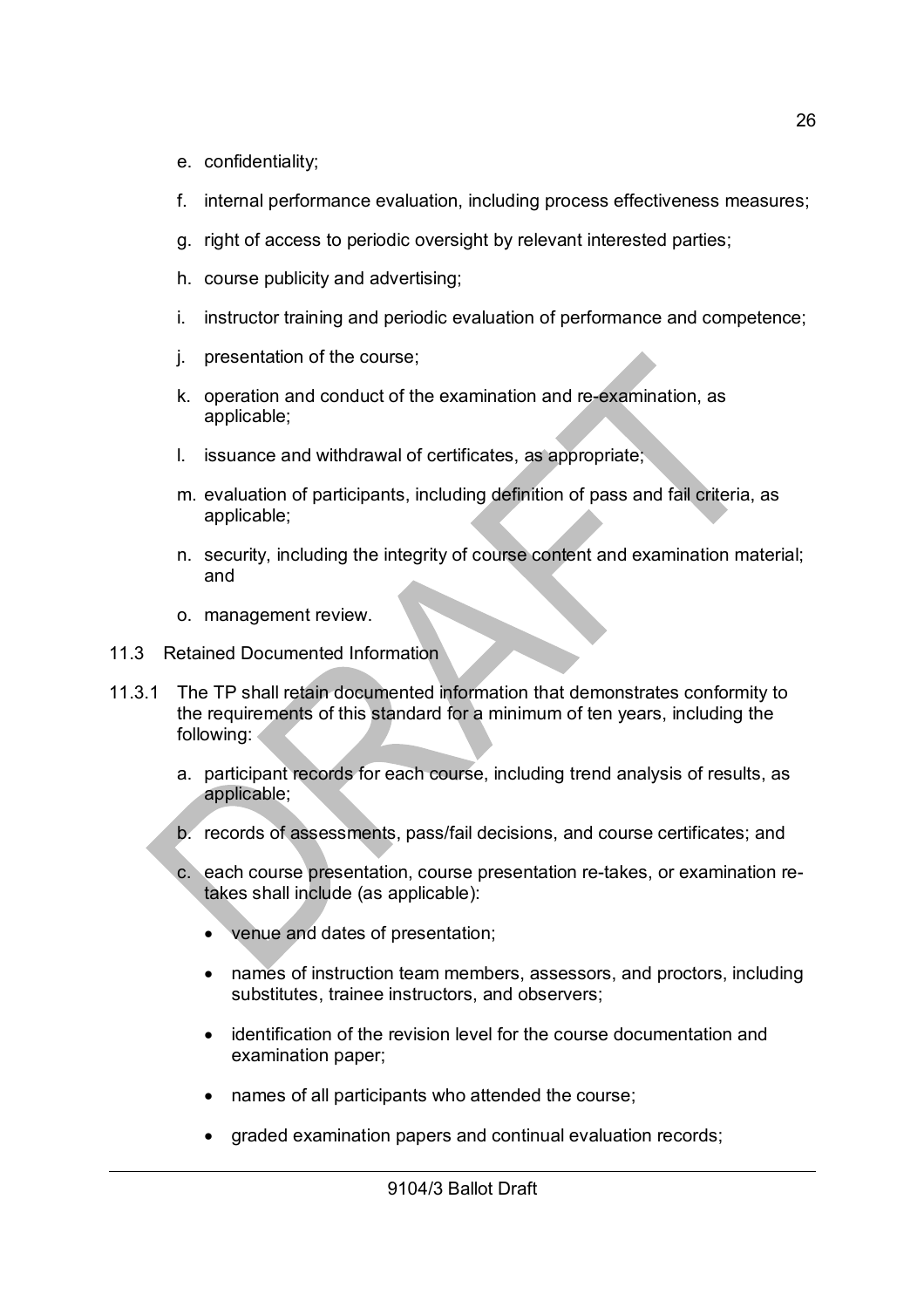e. confidentiality;

f. internal performance evaluation, including process effectiveness measures;

g. right of access to periodic oversight by relevant interested parties;

h. course publicity and advertising;

i. instructor training and periodic evaluation of performance and competence;

j. presentation of the course;

k. operation and conduct of the examination and re-examination, as applicable;

l. issuance and withdrawal of certificates, as appropriate;

m. evaluation of participants, including definition of pass and fail criteria, as applicable;

n. security, including the integrity of course content and examination material; and

o. management review.

## 11.3 Retained Documented Information

11.3.1 The TP shall retain documented information that demonstrates conformity to the requirements of this standard for a minimum of ten years, including the following:

a. participant records for each course, including trend analysis of results, as applicable;

b. records of assessments, pass/fail decisions, and course certificates; and

c. each course presentation, course presentation re-takes, or examination re-takes shall include (as applicable):

- venue and dates of presentation;
- names of instruction team members, assessors, and proctors, including substitutes, trainee instructors, and observers;
- identification of the revision level for the course documentation and examination paper;
- names of all participants who attended the course;
- graded examination papers and continual evaluation records;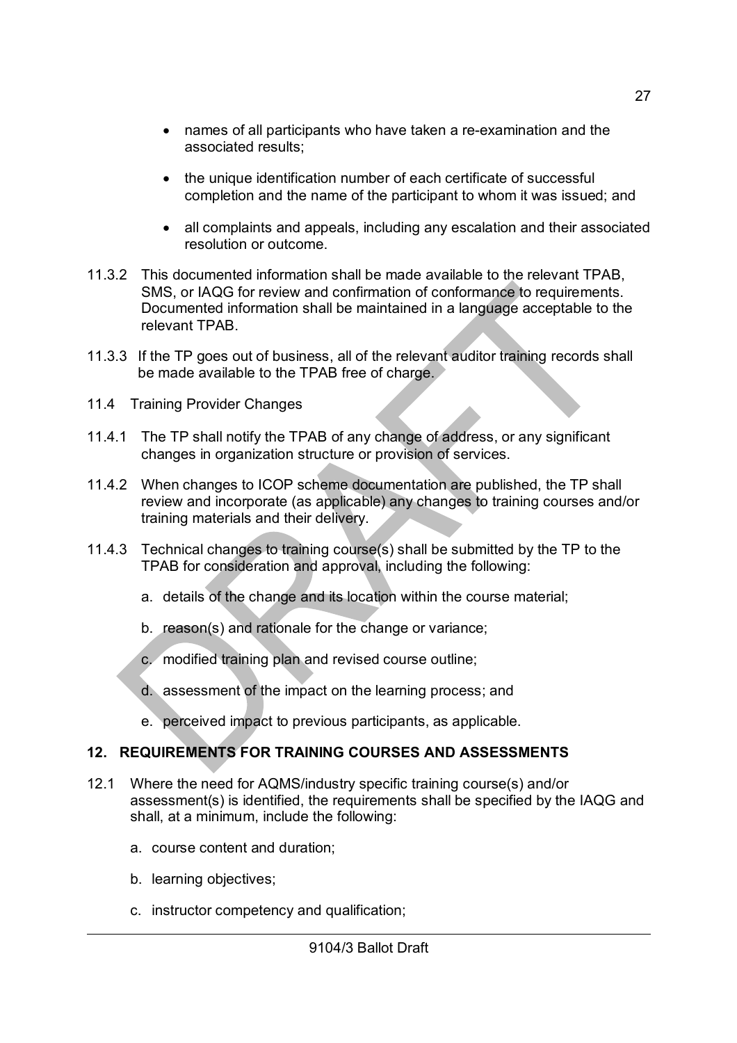- names of all participants who have taken a re-examination and the associated results;

- the unique identification number of each certificate of successful completion and the name of the participant to whom it was issued; and

- all complaints and appeals, including any escalation and their associated resolution or outcome.

11.3.2 This documented information shall be made available to the relevant TPAB, SMS, or IAQG for review and confirmation of conformance to requirements. Documented information shall be maintained in a language acceptable to the relevant TPAB.

11.3.3 If the TP goes out of business, all of the relevant auditor training records shall be made available to the TPAB free of charge.

11.4 Training Provider Changes

11.4.1 The TP shall notify the TPAB of any change of address, or any significant changes in organization structure or provision of services.

11.4.2 When changes to ICOP scheme documentation are published, the TP shall review and incorporate (as applicable) any changes to training courses and/or training materials and their delivery.

11.4.3 Technical changes to training course(s) shall be submitted by the TP to the TPAB for consideration and approval, including the following:

a. details of the change and its location within the course material;

b. reason(s) and rationale for the change or variance;

c. modified training plan and revised course outline;

d. assessment of the impact on the learning process; and

e. perceived impact to previous participants, as applicable.

## 12. REQUIREMENTS FOR TRAINING COURSES AND ASSESSMENTS

12.1 Where the need for AQMS/industry specific training course(s) and/or assessment(s) is identified, the requirements shall be specified by the IAQG and shall, at a minimum, include the following:

a. course content and duration;

b. learning objectives;

c. instructor competency and qualification;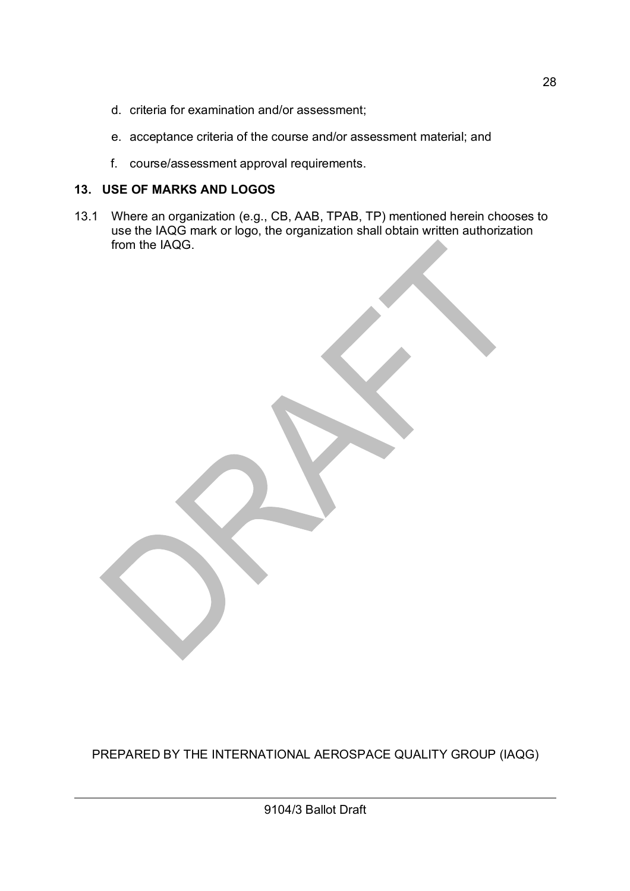d. criteria for examination and/or assessment;

e. acceptance criteria of the course and/or assessment material; and

f. course/assessment approval requirements.

## 13. USE OF MARKS AND LOGOS

13.1 Where an organization (e.g., CB, AAB, TPAB, TP) mentioned herein chooses to use the IAQG mark or logo, the organization shall obtain written authorization from the IAQG.

PREPARED BY THE INTERNATIONAL AEROSPACE QUALITY GROUP (IAQG)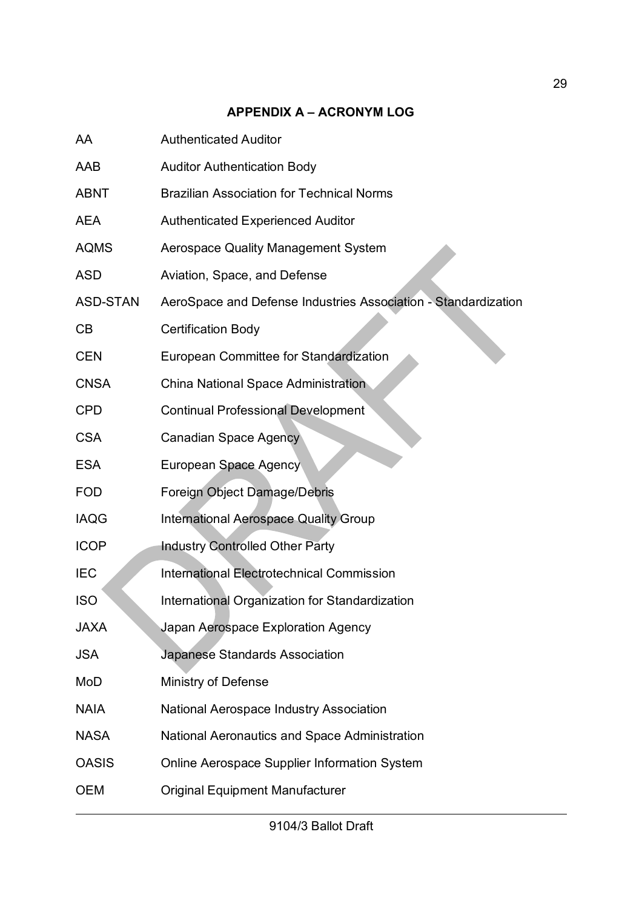## APPENDIX A – ACRONYM LOG

| | |
|---|---|
| AA | Authenticated Auditor |
| AAB | Auditor Authentication Body |
| ABNT | Brazilian Association for Technical Norms |
| AEA | Authenticated Experienced Auditor |
| AQMS | Aerospace Quality Management System |
| ASD | Aviation, Space, and Defense |
| ASD-STAN | AeroSpace and Defense Industries Association - Standardization |
| CB | Certification Body |
| CEN | European Committee for Standardization |
| CNSA | China National Space Administration |
| CPD | Continual Professional Development |
| CSA | Canadian Space Agency |
| ESA | European Space Agency |
| FOD | Foreign Object Damage/Debris |
| IAQG | International Aerospace Quality Group |
| ICOP | Industry Controlled Other Party |
| IEC | International Electrotechnical Commission |
| ISO | International Organization for Standardization |
| JAXA | Japan Aerospace Exploration Agency |
| JSA | Japanese Standards Association |
| MoD | Ministry of Defense |
| NAIA | National Aerospace Industry Association |
| NASA | National Aeronautics and Space Administration |
| OASIS | Online Aerospace Supplier Information System |
| OEM | Original Equipment Manufacturer |

9104/3 Ballot Draft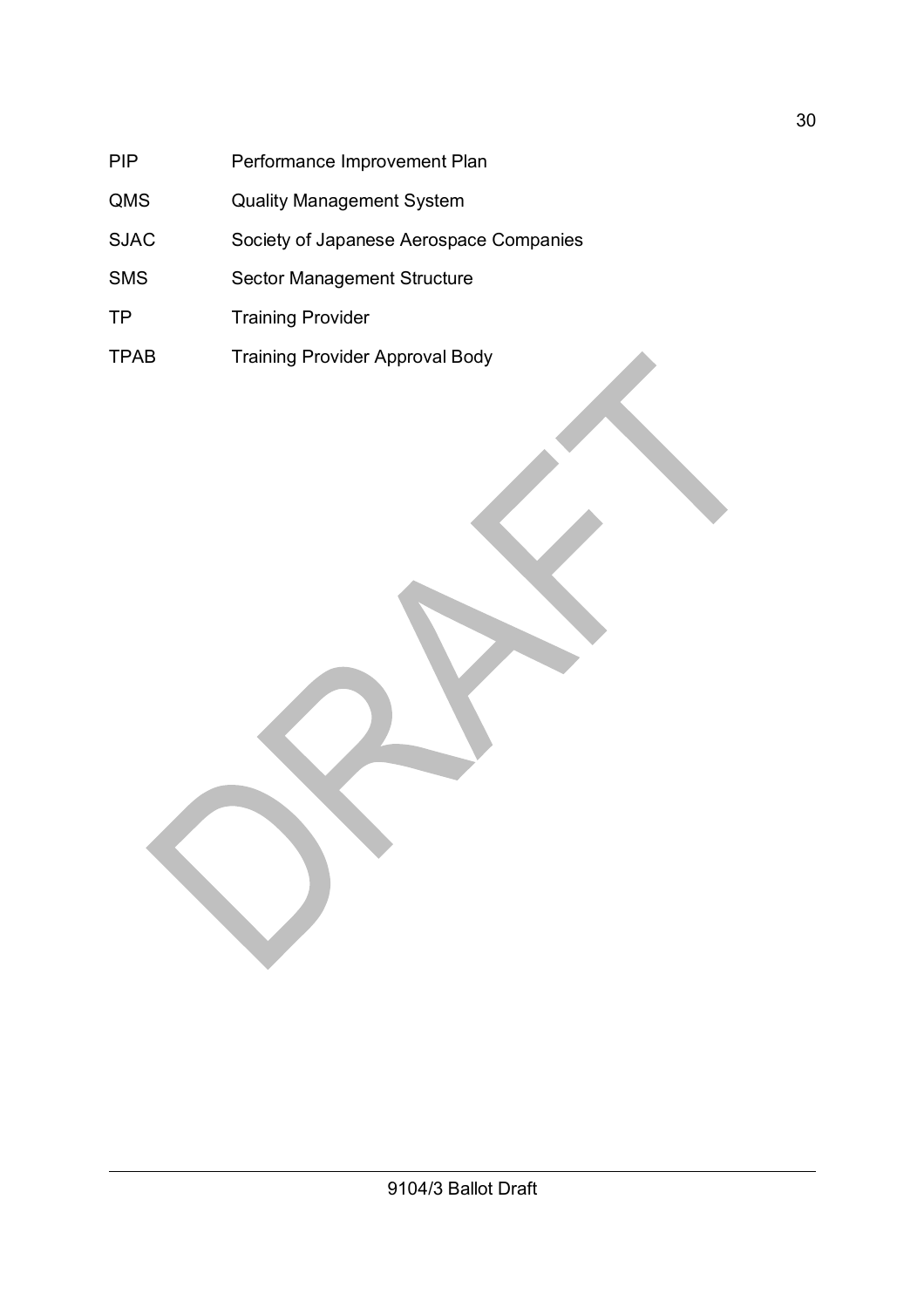| | |
|---|---|
| PIP | Performance Improvement Plan |
| QMS | Quality Management System |
| SJAC | Society of Japanese Aerospace Companies |
| SMS | Sector Management Structure |
| TP | Training Provider |
| TPAB | Training Provider Approval Body |